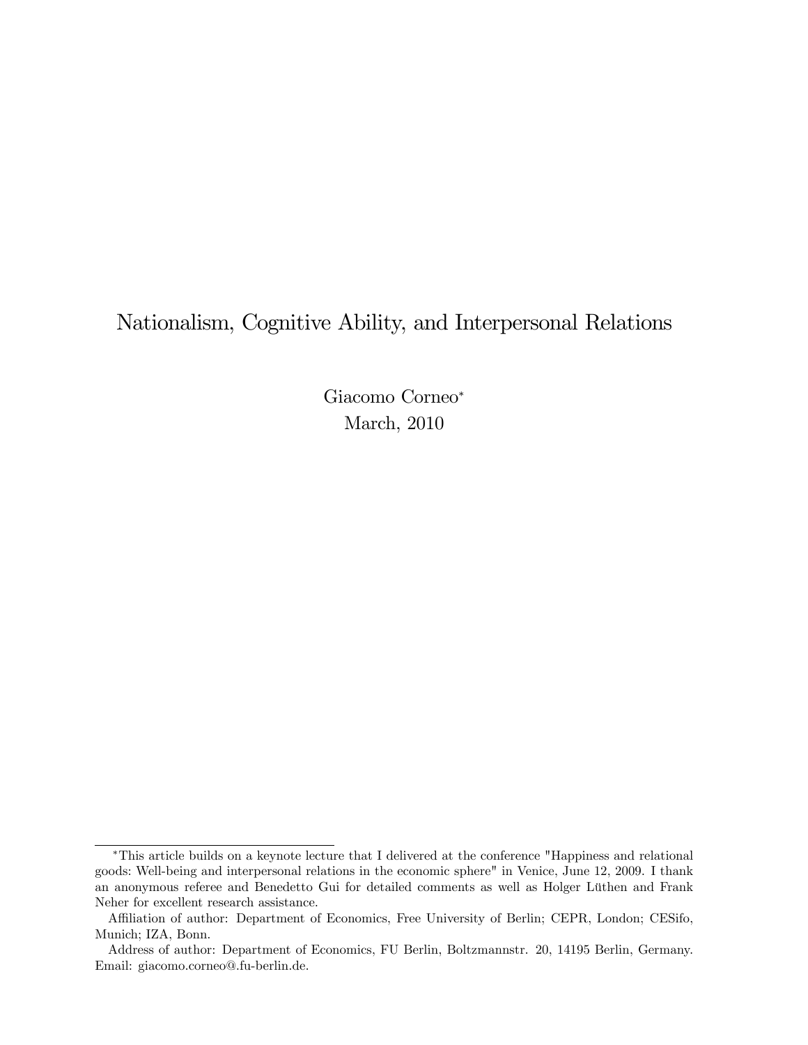# Nationalism, Cognitive Ability, and Interpersonal Relations

Giacomo Corneo*

March, 2010

---

*This article builds on a keynote lecture that I delivered at the conference "Happiness and relational goods: Well-being and interpersonal relations in the economic sphere" in Venice, June 12, 2009. I thank an anonymous referee and Benedetto Gui for detailed comments as well as Holger Lüthen and Frank Neher for excellent research assistance.

Affiliation of author: Department of Economics, Free University of Berlin; CEPR, London; CESifo, Munich; IZA, Bonn.

Address of author: Department of Economics, FU Berlin, Boltzmannstr. 20, 14195 Berlin, Germany. Email: giacomo.corneo@.fu-berlin.de.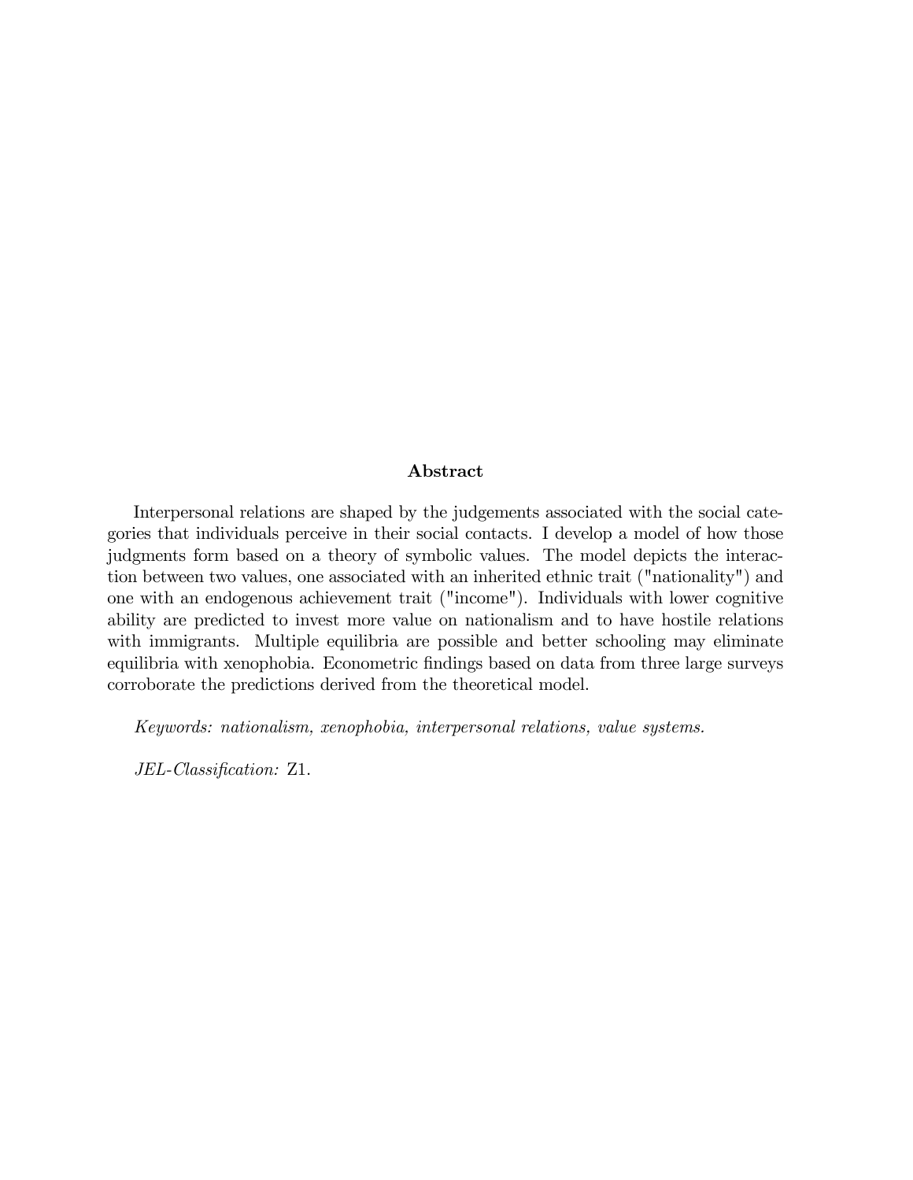## Abstract

Interpersonal relations are shaped by the judgements associated with the social categories that individuals perceive in their social contacts. I develop a model of how those judgments form based on a theory of symbolic values. The model depicts the interaction between two values, one associated with an inherited ethnic trait ("nationality") and one with an endogenous achievement trait ("income"). Individuals with lower cognitive ability are predicted to invest more value on nationalism and to have hostile relations with immigrants. Multiple equilibria are possible and better schooling may eliminate equilibria with xenophobia. Econometric findings based on data from three large surveys corroborate the predictions derived from the theoretical model.

*Keywords: nationalism, xenophobia, interpersonal relations, value systems.*

*JEL-Classification:* Z1.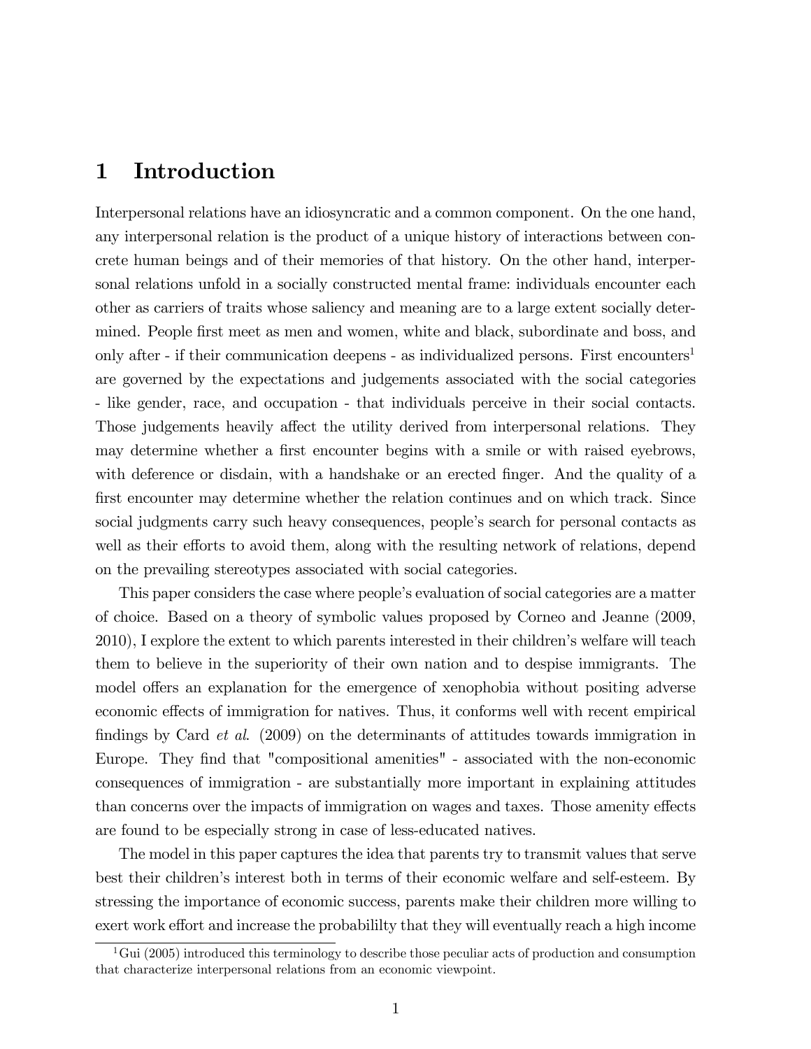# 1 Introduction

Interpersonal relations have an idiosyncratic and a common component. On the one hand, any interpersonal relation is the product of a unique history of interactions between concrete human beings and of their memories of that history. On the other hand, interpersonal relations unfold in a socially constructed mental frame: individuals encounter each other as carriers of traits whose saliency and meaning are to a large extent socially determined. People first meet as men and women, white and black, subordinate and boss, and only after - if their communication deepens - as individualized persons. First encounters[1] are governed by the expectations and judgements associated with the social categories - like gender, race, and occupation - that individuals perceive in their social contacts. Those judgements heavily affect the utility derived from interpersonal relations. They may determine whether a first encounter begins with a smile or with raised eyebrows, with deference or disdain, with a handshake or an erected finger. And the quality of a first encounter may determine whether the relation continues and on which track. Since social judgments carry such heavy consequences, people's search for personal contacts as well as their efforts to avoid them, along with the resulting network of relations, depend on the prevailing stereotypes associated with social categories.

This paper considers the case where people's evaluation of social categories are a matter of choice. Based on a theory of symbolic values proposed by Corneo and Jeanne (2009, 2010), I explore the extent to which parents interested in their children's welfare will teach them to believe in the superiority of their own nation and to despise immigrants. The model offers an explanation for the emergence of xenophobia without positing adverse economic effects of immigration for natives. Thus, it conforms well with recent empirical findings by Card *et al*. (2009) on the determinants of attitudes towards immigration in Europe. They find that "compositional amenities" - associated with the non-economic consequences of immigration - are substantially more important in explaining attitudes than concerns over the impacts of immigration on wages and taxes. Those amenity effects are found to be especially strong in case of less-educated natives.

The model in this paper captures the idea that parents try to transmit values that serve best their children's interest both in terms of their economic welfare and self-esteem. By stressing the importance of economic success, parents make their children more willing to exert work effort and increase the probabililty that they will eventually reach a high income

[1] Gui (2005) introduced this terminology to describe those peculiar acts of production and consumption that characterize interpersonal relations from an economic viewpoint.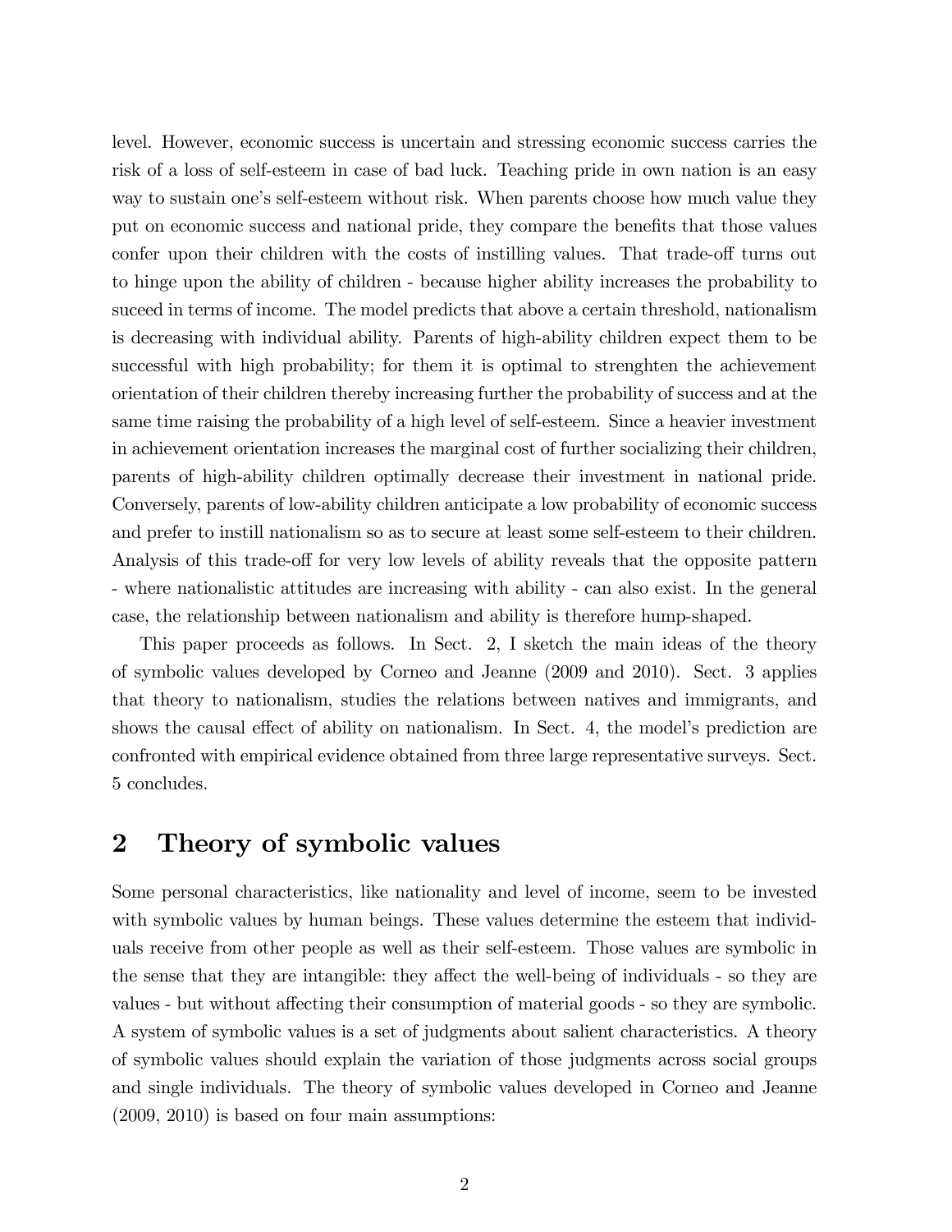level. However, economic success is uncertain and stressing economic success carries the risk of a loss of self-esteem in case of bad luck. Teaching pride in own nation is an easy way to sustain one's self-esteem without risk. When parents choose how much value they put on economic success and national pride, they compare the benefits that those values confer upon their children with the costs of instilling values. That trade-off turns out to hinge upon the ability of children - because higher ability increases the probability to suceed in terms of income. The model predicts that above a certain threshold, nationalism is decreasing with individual ability. Parents of high-ability children expect them to be successful with high probability; for them it is optimal to strenghten the achievement orientation of their children thereby increasing further the probability of success and at the same time raising the probability of a high level of self-esteem. Since a heavier investment in achievement orientation increases the marginal cost of further socializing their children, parents of high-ability children optimally decrease their investment in national pride. Conversely, parents of low-ability children anticipate a low probability of economic success and prefer to instill nationalism so as to secure at least some self-esteem to their children. Analysis of this trade-off for very low levels of ability reveals that the opposite pattern - where nationalistic attitudes are increasing with ability - can also exist. In the general case, the relationship between nationalism and ability is therefore hump-shaped.

This paper proceeds as follows. In Sect. 2, I sketch the main ideas of the theory of symbolic values developed by Corneo and Jeanne (2009 and 2010). Sect. 3 applies that theory to nationalism, studies the relations between natives and immigrants, and shows the causal effect of ability on nationalism. In Sect. 4, the model's prediction are confronted with empirical evidence obtained from three large representative surveys. Sect. 5 concludes.

## 2 Theory of symbolic values

Some personal characteristics, like nationality and level of income, seem to be invested with symbolic values by human beings. These values determine the esteem that individuals receive from other people as well as their self-esteem. Those values are symbolic in the sense that they are intangible: they affect the well-being of individuals - so they are values - but without affecting their consumption of material goods - so they are symbolic. A system of symbolic values is a set of judgments about salient characteristics. A theory of symbolic values should explain the variation of those judgments across social groups and single individuals. The theory of symbolic values developed in Corneo and Jeanne (2009, 2010) is based on four main assumptions: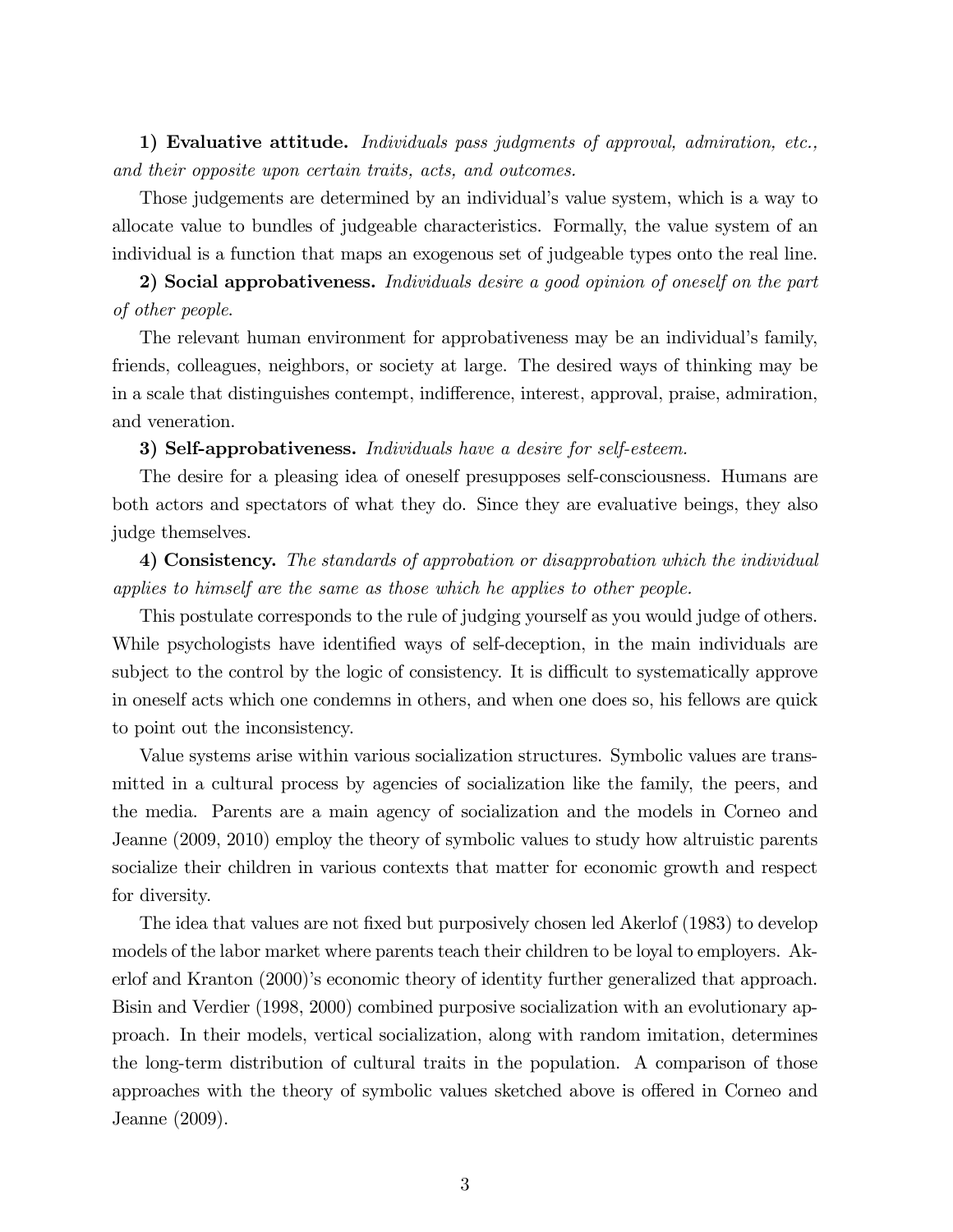**1) Evaluative attitude.** *Individuals pass judgments of approval, admiration, etc., and their opposite upon certain traits, acts, and outcomes.*

Those judgements are determined by an individual's value system, which is a way to allocate value to bundles of judgeable characteristics. Formally, the value system of an individual is a function that maps an exogenous set of judgeable types onto the real line.

**2) Social approbativeness.** *Individuals desire a good opinion of oneself on the part of other people.*

The relevant human environment for approbativeness may be an individual's family, friends, colleagues, neighbors, or society at large. The desired ways of thinking may be in a scale that distinguishes contempt, indifference, interest, approval, praise, admiration, and veneration.

**3) Self-approbativeness.** *Individuals have a desire for self-esteem.*

The desire for a pleasing idea of oneself presupposes self-consciousness. Humans are both actors and spectators of what they do. Since they are evaluative beings, they also judge themselves.

**4) Consistency.** *The standards of approbation or disapprobation which the individual applies to himself are the same as those which he applies to other people.*

This postulate corresponds to the rule of judging yourself as you would judge of others. While psychologists have identified ways of self-deception, in the main individuals are subject to the control by the logic of consistency. It is difficult to systematically approve in oneself acts which one condemns in others, and when one does so, his fellows are quick to point out the inconsistency.

Value systems arise within various socialization structures. Symbolic values are transmitted in a cultural process by agencies of socialization like the family, the peers, and the media. Parents are a main agency of socialization and the models in Corneo and Jeanne (2009, 2010) employ the theory of symbolic values to study how altruistic parents socialize their children in various contexts that matter for economic growth and respect for diversity.

The idea that values are not fixed but purposively chosen led Akerlof (1983) to develop models of the labor market where parents teach their children to be loyal to employers. Akerlof and Kranton (2000)'s economic theory of identity further generalized that approach. Bisin and Verdier (1998, 2000) combined purposive socialization with an evolutionary approach. In their models, vertical socialization, along with random imitation, determines the long-term distribution of cultural traits in the population. A comparison of those approaches with the theory of symbolic values sketched above is offered in Corneo and Jeanne (2009).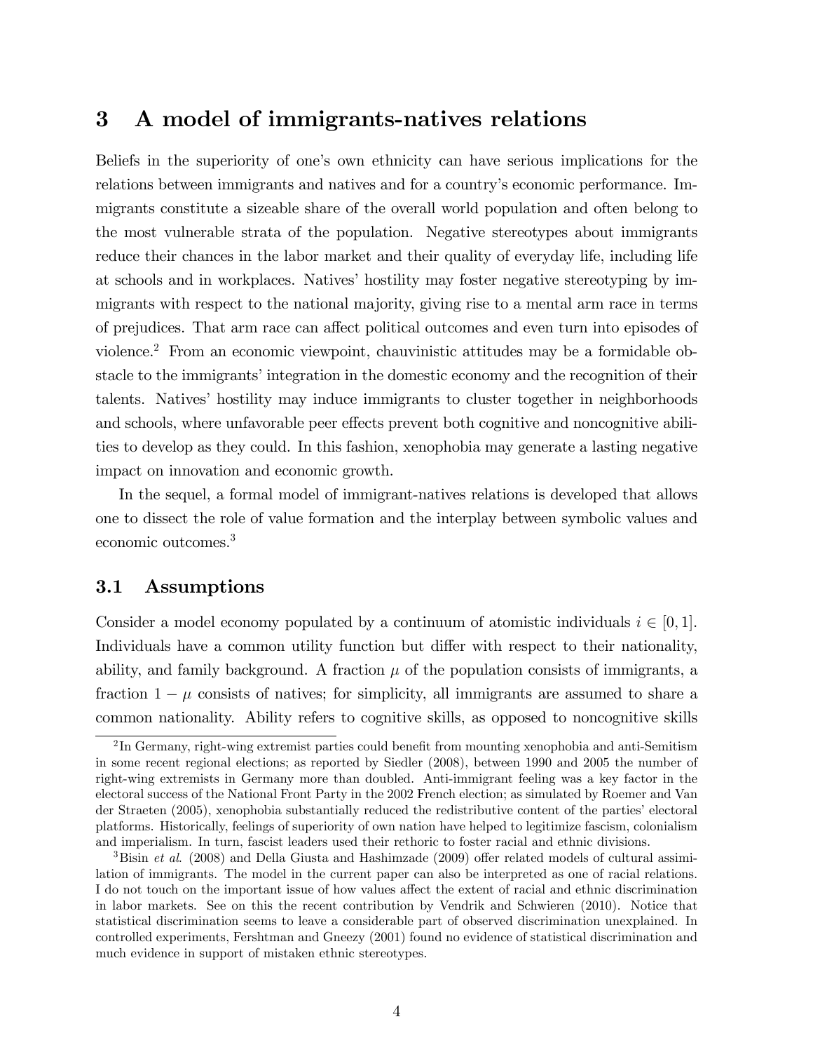## 3 A model of immigrants-natives relations

Beliefs in the superiority of one's own ethnicity can have serious implications for the relations between immigrants and natives and for a country's economic performance. Immigrants constitute a sizeable share of the overall world population and often belong to the most vulnerable strata of the population. Negative stereotypes about immigrants reduce their chances in the labor market and their quality of everyday life, including life at schools and in workplaces. Natives' hostility may foster negative stereotyping by immigrants with respect to the national majority, giving rise to a mental arm race in terms of prejudices. That arm race can affect political outcomes and even turn into episodes of violence.[2] From an economic viewpoint, chauvinistic attitudes may be a formidable obstacle to the immigrants' integration in the domestic economy and the recognition of their talents. Natives' hostility may induce immigrants to cluster together in neighborhoods and schools, where unfavorable peer effects prevent both cognitive and noncognitive abilities to develop as they could. In this fashion, xenophobia may generate a lasting negative impact on innovation and economic growth.

In the sequel, a formal model of immigrant-natives relations is developed that allows one to dissect the role of value formation and the interplay between symbolic values and economic outcomes.[3]

### 3.1 Assumptions

Consider a model economy populated by a continuum of atomistic individuals $i \in [0, 1]$. Individuals have a common utility function but differ with respect to their nationality, ability, and family background. A fraction $\mu$ of the population consists of immigrants, a fraction $1 - \mu$ consists of natives; for simplicity, all immigrants are assumed to share a common nationality. Ability refers to cognitive skills, as opposed to noncognitive skills

[2] In Germany, right-wing extremist parties could benefit from mounting xenophobia and anti-Semitism in some recent regional elections; as reported by Siedler (2008), between 1990 and 2005 the number of right-wing extremists in Germany more than doubled. Anti-immigrant feeling was a key factor in the electoral success of the National Front Party in the 2002 French election; as simulated by Roemer and Van der Straeten (2005), xenophobia substantially reduced the redistributive content of the parties' electoral platforms. Historically, feelings of superiority of own nation have helped to legitimize fascism, colonialism and imperialism. In turn, fascist leaders used their rethoric to foster racial and ethnic divisions.

[3] Bisin *et al.* (2008) and Della Giusta and Hashimzade (2009) offer related models of cultural assimilation of immigrants. The model in the current paper can also be interpreted as one of racial relations. I do not touch on the important issue of how values affect the extent of racial and ethnic discrimination in labor markets. See on this the recent contribution by Vendrik and Schwieren (2010). Notice that statistical discrimination seems to leave a considerable part of observed discrimination unexplained. In controlled experiments, Fershtman and Gneezy (2001) found no evidence of statistical discrimination and much evidence in support of mistaken ethnic stereotypes.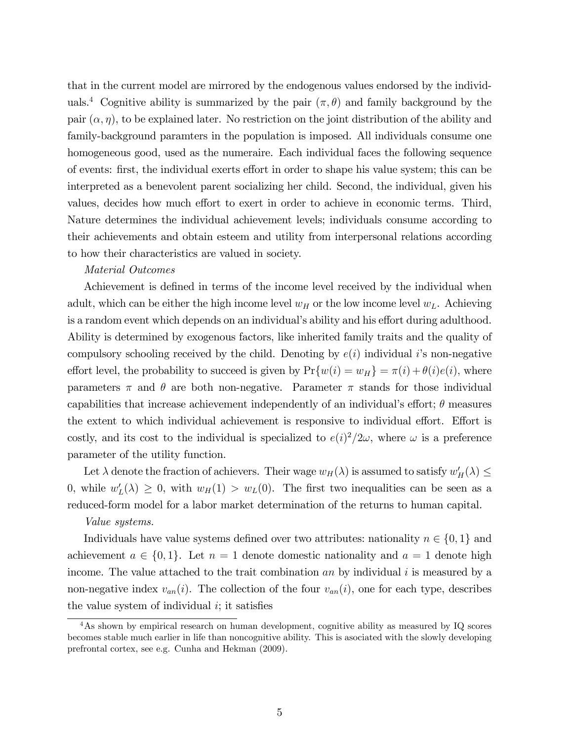that in the current model are mirrored by the endogenous values endorsed by the individuals.[4] Cognitive ability is summarized by the pair $(\pi, \theta)$ and family background by the pair $(\alpha, \eta)$, to be explained later. No restriction on the joint distribution of the ability and family-background paramters in the population is imposed. All individuals consume one homogeneous good, used as the numeraire. Each individual faces the following sequence of events: first, the individual exerts effort in order to shape his value system; this can be interpreted as a benevolent parent socializing her child. Second, the individual, given his values, decides how much effort to exert in order to achieve in economic terms. Third, Nature determines the individual achievement levels; individuals consume according to their achievements and obtain esteem and utility from interpersonal relations according to how their characteristics are valued in society.

*Material Outcomes*

Achievement is defined in terms of the income level received by the individual when adult, which can be either the high income level $w_H$ or the low income level $w_L$. Achieving is a random event which depends on an individual's ability and his effort during adulthood. Ability is determined by exogenous factors, like inherited family traits and the quality of compulsory schooling received by the child. Denoting by $e(i)$ individual $i$'s non-negative effort level, the probability to succeed is given by $\Pr\{w(i) = w_H\} = \pi(i) + \theta(i)e(i)$, where parameters $\pi$ and $\theta$ are both non-negative. Parameter $\pi$ stands for those individual capabilities that increase achievement independently of an individual's effort; $\theta$ measures the extent to which individual achievement is responsive to individual effort. Effort is costly, and its cost to the individual is specialized to $e(i)^2/2\omega$, where $\omega$ is a preference parameter of the utility function.

Let $\lambda$ denote the fraction of achievers. Their wage $w_H(\lambda)$ is assumed to satisfy $w'_H(\lambda) \leq 0$, while $w'_L(\lambda) \geq 0$, with $w_H(1) > w_L(0)$. The first two inequalities can be seen as a reduced-form model for a labor market determination of the returns to human capital.

*Value systems.*

Individuals have value systems defined over two attributes: nationality $n \in \{0, 1\}$ and achievement $a \in \{0, 1\}$. Let $n = 1$ denote domestic nationality and $a = 1$ denote high income. The value attached to the trait combination $an$ by individual $i$ is measured by a non-negative index $v_{an}(i)$. The collection of the four $v_{an}(i)$, one for each type, describes the value system of individual $i$; it satisfies

[4] As shown by empirical research on human development, cognitive ability as measured by IQ scores becomes stable much earlier in life than noncognitive ability. This is asociated with the slowly developing prefrontal cortex, see e.g. Cunha and Hekman (2009).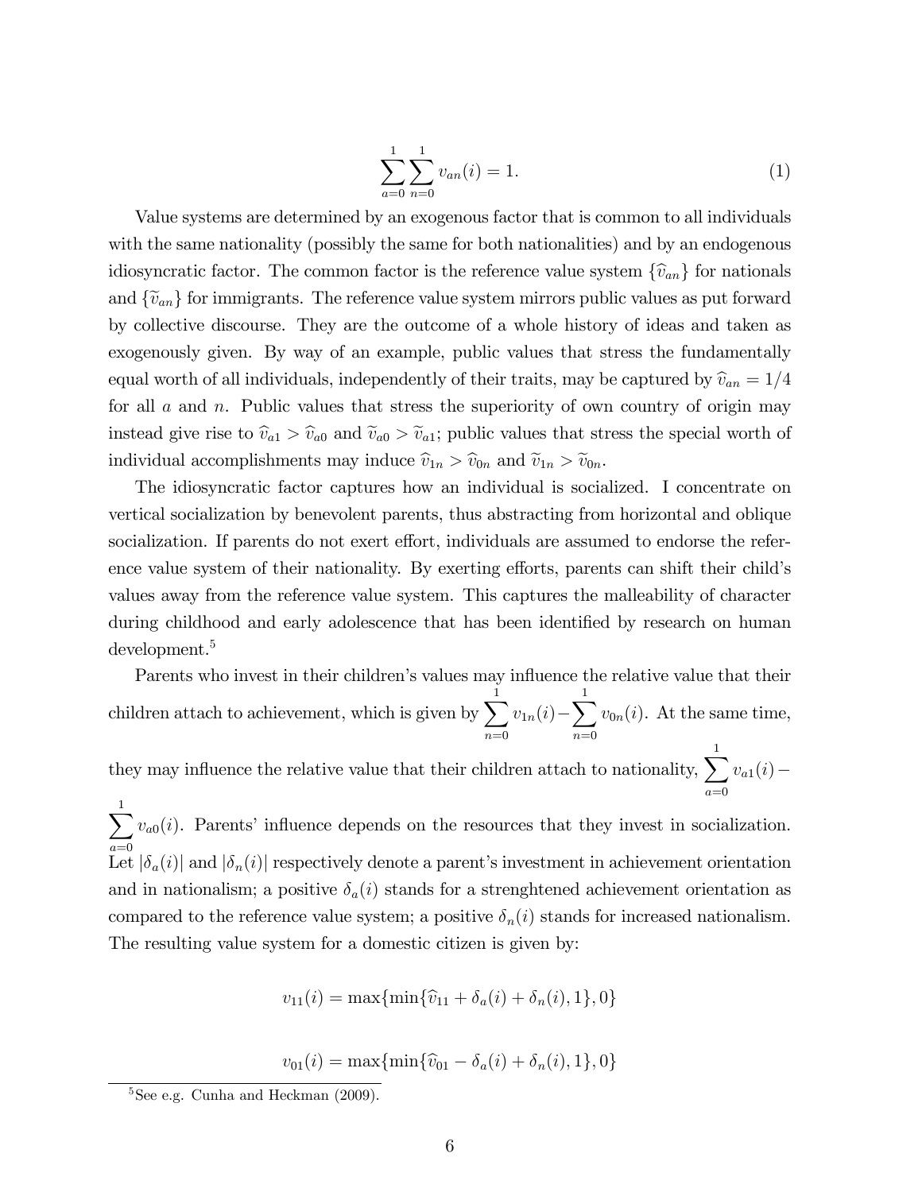$$\sum_{a=0}^{1}\sum_{n=0}^{1} v_{an}(i) = 1. \tag{1}$$

Value systems are determined by an exogenous factor that is common to all individuals with the same nationality (possibly the same for both nationalities) and by an endogenous idiosyncratic factor. The common factor is the reference value system $\{\widehat{v}_{an}\}$ for nationals and $\{\widetilde{v}_{an}\}$ for immigrants. The reference value system mirrors public values as put forward by collective discourse. They are the outcome of a whole history of ideas and taken as exogenously given. By way of an example, public values that stress the fundamentally equal worth of all individuals, independently of their traits, may be captured by $\widehat{v}_{an} = 1/4$ for all $a$ and $n$. Public values that stress the superiority of own country of origin may instead give rise to $\widehat{v}_{a1} > \widehat{v}_{a0}$ and $\widetilde{v}_{a0} > \widetilde{v}_{a1}$; public values that stress the special worth of individual accomplishments may induce $\widehat{v}_{1n} > \widehat{v}_{0n}$ and $\widetilde{v}_{1n} > \widetilde{v}_{0n}$.

The idiosyncratic factor captures how an individual is socialized. I concentrate on vertical socialization by benevolent parents, thus abstracting from horizontal and oblique socialization. If parents do not exert effort, individuals are assumed to endorse the reference value system of their nationality. By exerting efforts, parents can shift their child's values away from the reference value system. This captures the malleability of character during childhood and early adolescence that has been identified by research on human development.[5]

Parents who invest in their children's values may influence the relative value that their children attach to achievement, which is given by $\sum_{n=0}^{1} v_{1n}(i) - \sum_{n=0}^{1} v_{0n}(i)$. At the same time, they may influence the relative value that their children attach to nationality, $\sum_{a=0}^{1} v_{a1}(i) - \sum_{a=0}^{1} v_{a0}(i)$. Parents' influence depends on the resources that they invest in socialization. Let $|\delta_a(i)|$ and $|\delta_n(i)|$ respectively denote a parent's investment in achievement orientation and in nationalism; a positive $\delta_a(i)$ stands for a strenghtened achievement orientation as compared to the reference value system; a positive $\delta_n(i)$ stands for increased nationalism. The resulting value system for a domestic citizen is given by:

$$v_{11}(i) = \max\{\min\{\widehat{v}_{11} + \delta_a(i) + \delta_n(i), 1\}, 0\}$$

$$v_{01}(i) = \max\{\min\{\widehat{v}_{01} - \delta_a(i) + \delta_n(i), 1\}, 0\}$$

[5] See e.g. Cunha and Heckman (2009).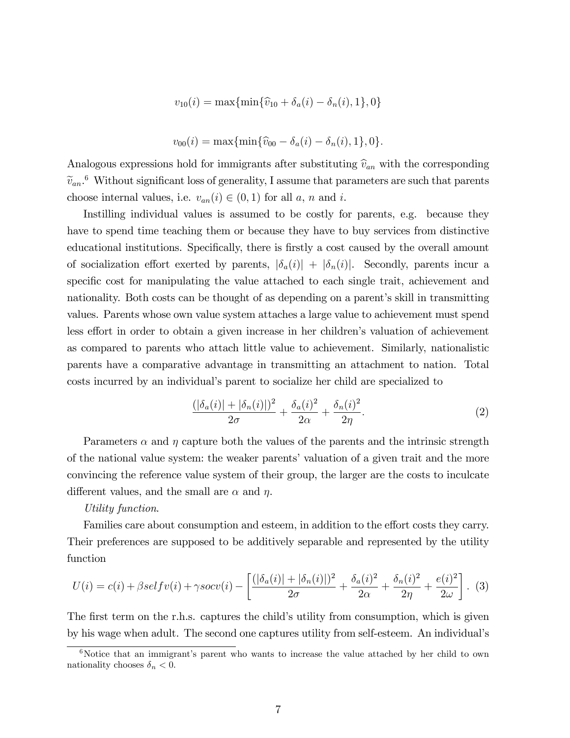$$v_{10}(i) = \max\{\min\{\widehat{v}_{10} + \delta_a(i) - \delta_n(i), 1\}, 0\}$$

$$v_{00}(i) = \max\{\min\{\widehat{v}_{00} - \delta_a(i) - \delta_n(i), 1\}, 0\}.$$

Analogous expressions hold for immigrants after substituting $\widehat{v}_{an}$ with the corresponding $\widetilde{v}_{an}$.[6] Without significant loss of generality, I assume that parameters are such that parents choose internal values, i.e. $v_{an}(i) \in (0, 1)$ for all $a$, $n$ and $i$.

Instilling individual values is assumed to be costly for parents, e.g. because they have to spend time teaching them or because they have to buy services from distinctive educational institutions. Specifically, there is firstly a cost caused by the overall amount of socialization effort exerted by parents, $|\delta_a(i)| + |\delta_n(i)|$. Secondly, parents incur a specific cost for manipulating the value attached to each single trait, achievement and nationality. Both costs can be thought of as depending on a parent's skill in transmitting values. Parents whose own value system attaches a large value to achievement must spend less effort in order to obtain a given increase in her children's valuation of achievement as compared to parents who attach little value to achievement. Similarly, nationalistic parents have a comparative advantage in transmitting an attachment to nation. Total costs incurred by an individual's parent to socialize her child are specialized to

$$\frac{(|\delta_a(i)| + |\delta_n(i)|)^2}{2\sigma} + \frac{\delta_a(i)^2}{2\alpha} + \frac{\delta_n(i)^2}{2\eta}. \tag{2}$$

Parameters $\alpha$ and $\eta$ capture both the values of the parents and the intrinsic strength of the national value system: the weaker parents' valuation of a given trait and the more convincing the reference value system of their group, the larger are the costs to inculcate different values, and the small are $\alpha$ and $\eta$.

*Utility function.*

Families care about consumption and esteem, in addition to the effort costs they carry. Their preferences are supposed to be additively separable and represented by the utility function

$$U(i) = c(i) + \beta selfv(i) + \gamma socv(i) - \left[\frac{(|\delta_a(i)| + |\delta_n(i)|)^2}{2\sigma} + \frac{\delta_a(i)^2}{2\alpha} + \frac{\delta_n(i)^2}{2\eta} + \frac{e(i)^2}{2\omega}\right]. \tag{3}$$

The first term on the r.h.s. captures the child's utility from consumption, which is given by his wage when adult. The second one captures utility from self-esteem. An individual's

[6] Notice that an immigrant's parent who wants to increase the value attached by her child to own nationality chooses $\delta_n < 0$.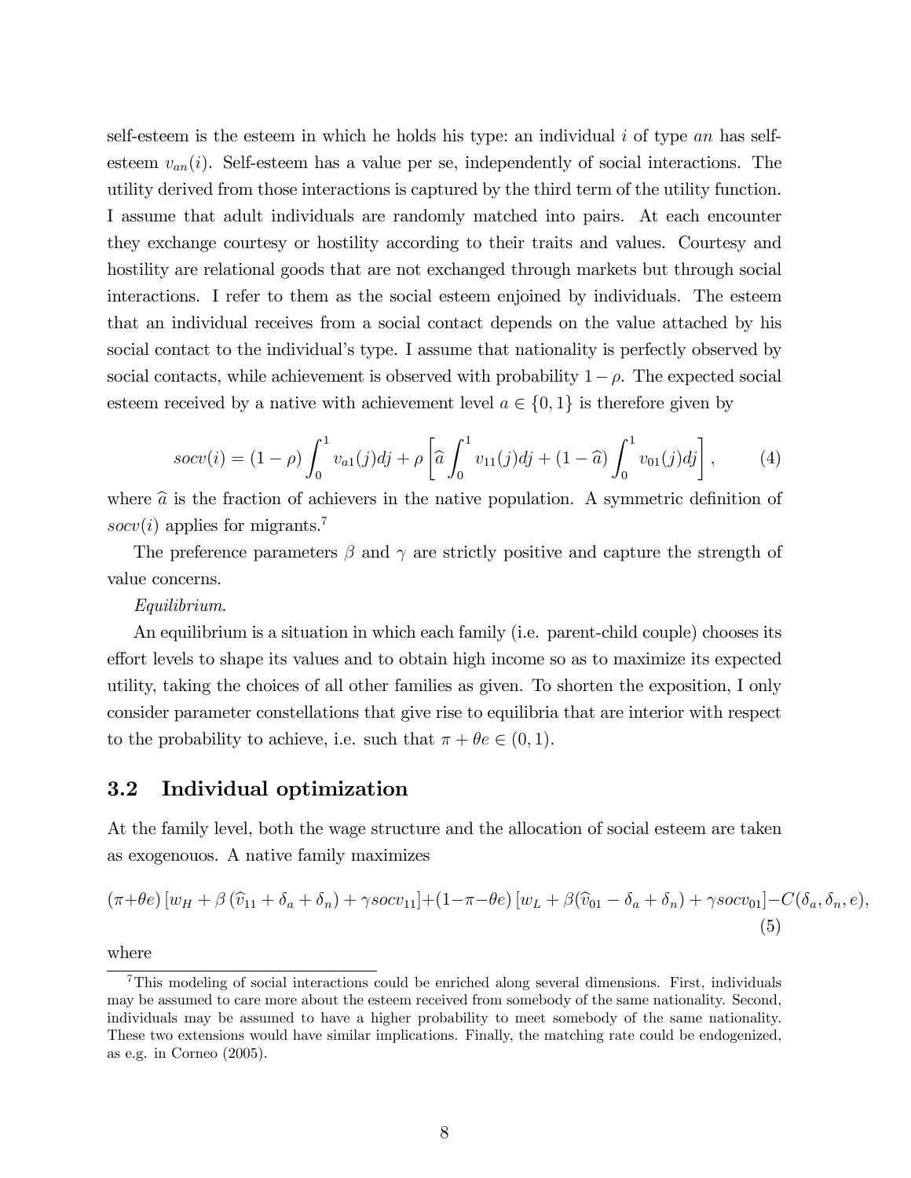self-esteem is the esteem in which he holds his type: an individual $i$ of type $an$ has self-esteem $v_{an}(i)$. Self-esteem has a value per se, independently of social interactions. The utility derived from those interactions is captured by the third term of the utility function. I assume that adult individuals are randomly matched into pairs. At each encounter they exchange courtesy or hostility according to their traits and values. Courtesy and hostility are relational goods that are not exchanged through markets but through social interactions. I refer to them as the social esteem enjoined by individuals. The esteem that an individual receives from a social contact depends on the value attached by his social contact to the individual's type. I assume that nationality is perfectly observed by social contacts, while achievement is observed with probability $1-\rho$. The expected social esteem received by a native with achievement level $a \in \{0, 1\}$ is therefore given by

$$socv(i) = (1-\rho) \int_0^1 v_{a1}(j)dj + \rho \left[ \widehat{a} \int_0^1 v_{11}(j)dj + (1-\widehat{a}) \int_0^1 v_{01}(j)dj \right], \tag{4}$$

where $\widehat{a}$ is the fraction of achievers in the native population. A symmetric definition of $socv(i)$ applies for migrants.[7]

The preference parameters $\beta$ and $\gamma$ are strictly positive and capture the strength of value concerns.

*Equilibrium.*

An equilibrium is a situation in which each family (i.e. parent-child couple) chooses its effort levels to shape its values and to obtain high income so as to maximize its expected utility, taking the choices of all other families as given. To shorten the exposition, I only consider parameter constellations that give rise to equilibria that are interior with respect to the probability to achieve, i.e. such that $\pi + \theta e \in (0, 1)$.

## 3.2 Individual optimization

At the family level, both the wage structure and the allocation of social esteem are taken as exogenouos. A native family maximizes

$$(\pi+\theta e)\left[w_H + \beta\left(\widehat{v}_{11} + \delta_a + \delta_n\right) + \gamma socv_{11}\right] + (1-\pi-\theta e)\left[w_L + \beta(\widehat{v}_{01} - \delta_a + \delta_n) + \gamma socv_{01}\right] - C(\delta_a, \delta_n, e), \tag{5}$$

where

[7] This modeling of social interactions could be enriched along several dimensions. First, individuals may be assumed to care more about the esteem received from somebody of the same nationality. Second, individuals may be assumed to have a higher probability to meet somebody of the same nationality. These two extensions would have similar implications. Finally, the matching rate could be endogenized, as e.g. in Corneo (2005).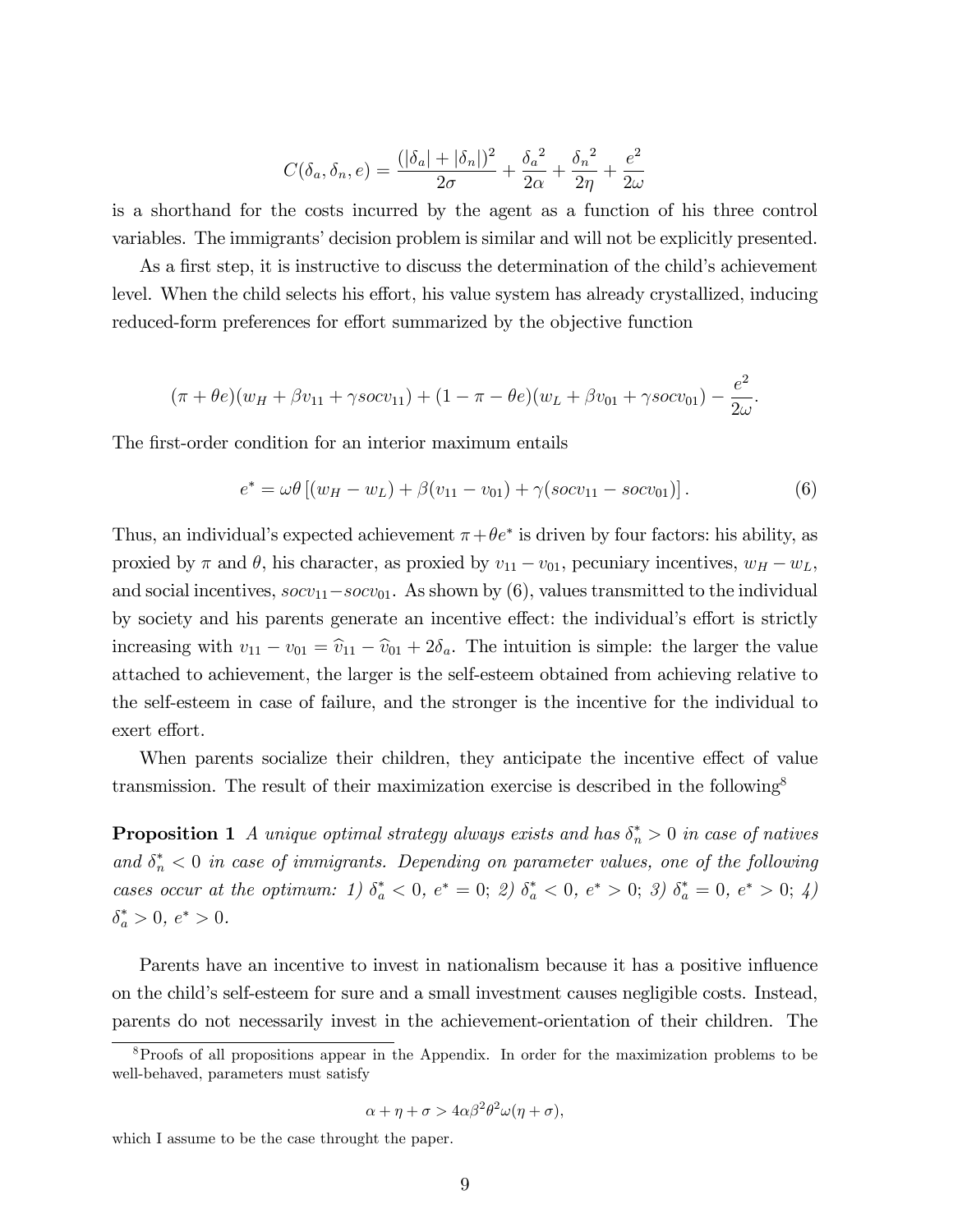$$C(\delta_a, \delta_n, e) = \frac{(|\delta_a| + |\delta_n|)^2}{2\sigma} + \frac{{\delta_a}^2}{2\alpha} + \frac{{\delta_n}^2}{2\eta} + \frac{e^2}{2\omega}$$

is a shorthand for the costs incurred by the agent as a function of his three control variables. The immigrants' decision problem is similar and will not be explicitly presented.

As a first step, it is instructive to discuss the determination of the child's achievement level. When the child selects his effort, his value system has already crystallized, inducing reduced-form preferences for effort summarized by the objective function

$$(\pi + \theta e)(w_H + \beta v_{11} + \gamma socv_{11}) + (1 - \pi - \theta e)(w_L + \beta v_{01} + \gamma socv_{01}) - \frac{e^2}{2\omega}.$$

The first-order condition for an interior maximum entails

$$e^* = \omega\theta \left[ (w_H - w_L) + \beta(v_{11} - v_{01}) + \gamma(socv_{11} - socv_{01}) \right]. \tag{6}$$

Thus, an individual's expected achievement $\pi + \theta e^*$ is driven by four factors: his ability, as proxied by $\pi$ and $\theta$, his character, as proxied by $v_{11} - v_{01}$, pecuniary incentives, $w_H - w_L$, and social incentives, $socv_{11} - socv_{01}$. As shown by (6), values transmitted to the individual by society and his parents generate an incentive effect: the individual's effort is strictly increasing with $v_{11} - v_{01} = \widehat{v}_{11} - \widehat{v}_{01} + 2\delta_a$. The intuition is simple: the larger the value attached to achievement, the larger is the self-esteem obtained from achieving relative to the self-esteem in case of failure, and the stronger is the incentive for the individual to exert effort.

When parents socialize their children, they anticipate the incentive effect of value transmission. The result of their maximization exercise is described in the following[8]

**Proposition 1** *A unique optimal strategy always exists and has $\delta_n^* > 0$ in case of natives and $\delta_n^* < 0$ in case of immigrants. Depending on parameter values, one of the following cases occur at the optimum: 1) $\delta_a^* < 0$, $e^* = 0$; 2) $\delta_a^* < 0$, $e^* > 0$; 3) $\delta_a^* = 0$, $e^* > 0$; 4) $\delta_a^* > 0$, $e^* > 0$.*

Parents have an incentive to invest in nationalism because it has a positive influence on the child's self-esteem for sure and a small investment causes negligible costs. Instead, parents do not necessarily invest in the achievement-orientation of their children. The

[8] Proofs of all propositions appear in the Appendix. In order for the maximization problems to be well-behaved, parameters must satisfy

$$\alpha + \eta + \sigma > 4\alpha\beta^2\theta^2\omega(\eta + \sigma),$$

which I assume to be the case throught the paper.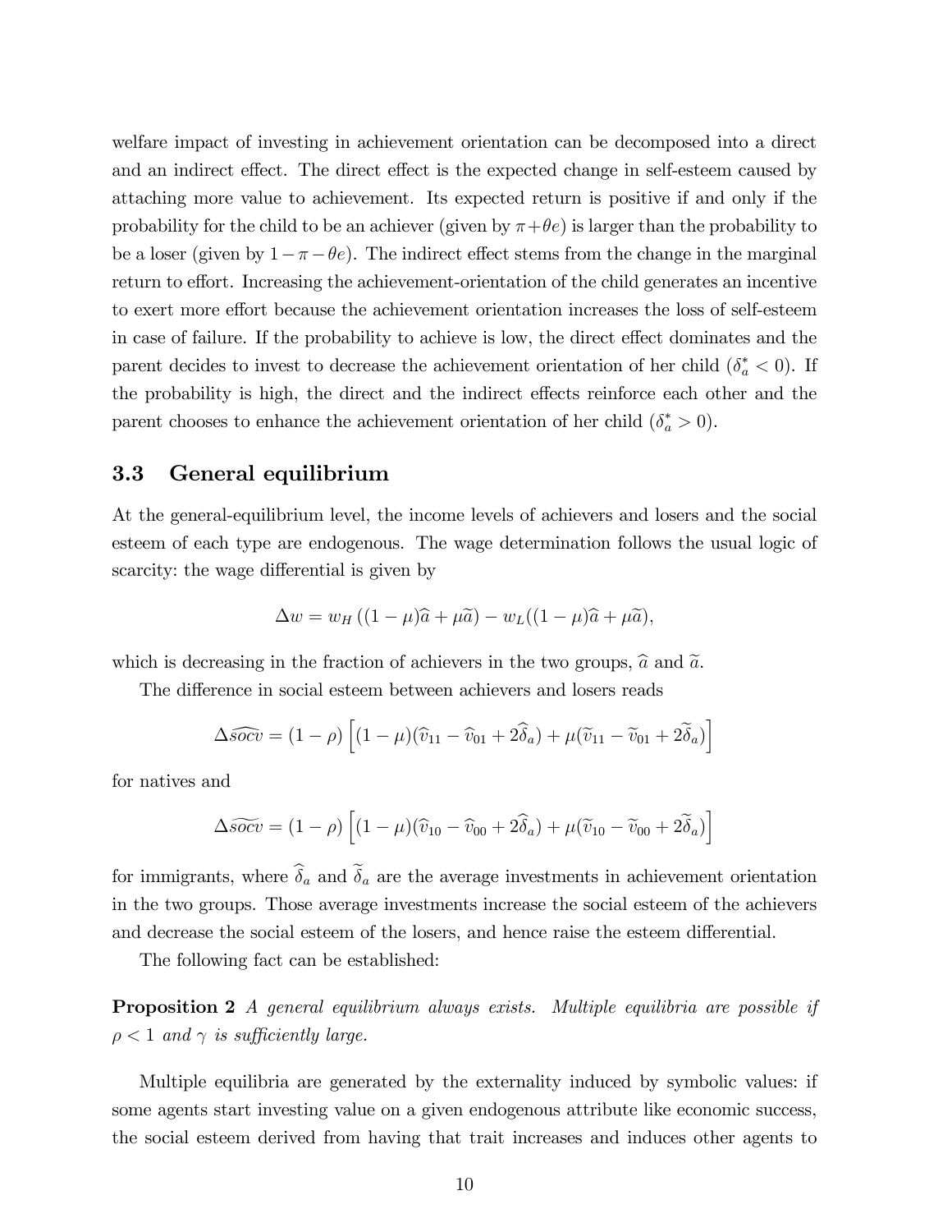welfare impact of investing in achievement orientation can be decomposed into a direct and an indirect effect. The direct effect is the expected change in self-esteem caused by attaching more value to achievement. Its expected return is positive if and only if the probability for the child to be an achiever (given by $\pi+\theta e$) is larger than the probability to be a loser (given by $1-\pi-\theta e$). The indirect effect stems from the change in the marginal return to effort. Increasing the achievement-orientation of the child generates an incentive to exert more effort because the achievement orientation increases the loss of self-esteem in case of failure. If the probability to achieve is low, the direct effect dominates and the parent decides to invest to decrease the achievement orientation of her child ($\delta_a^* < 0$). If the probability is high, the direct and the indirect effects reinforce each other and the parent chooses to enhance the achievement orientation of her child ($\delta_a^* > 0$).

### 3.3 General equilibrium

At the general-equilibrium level, the income levels of achievers and losers and the social esteem of each type are endogenous. The wage determination follows the usual logic of scarcity: the wage differential is given by

$$\Delta w = w_H\left((1-\mu)\widehat{a}+\mu\widetilde{a}\right) - w_L((1-\mu)\widehat{a}+\mu\widetilde{a}),$$

which is decreasing in the fraction of achievers in the two groups, $\widehat{a}$ and $\widetilde{a}$.

The difference in social esteem between achievers and losers reads

$$\Delta\widehat{socv} = (1-\rho)\left[(1-\mu)(\widehat{v}_{11}-\widehat{v}_{01}+2\widehat{\delta}_a)+\mu(\widetilde{v}_{11}-\widetilde{v}_{01}+2\widetilde{\delta}_a)\right]$$

for natives and

$$\Delta\widetilde{socv} = (1-\rho)\left[(1-\mu)(\widehat{v}_{10}-\widehat{v}_{00}+2\widehat{\delta}_a)+\mu(\widetilde{v}_{10}-\widetilde{v}_{00}+2\widetilde{\delta}_a)\right]$$

for immigrants, where $\widehat{\delta}_a$ and $\widetilde{\delta}_a$ are the average investments in achievement orientation in the two groups. Those average investments increase the social esteem of the achievers and decrease the social esteem of the losers, and hence raise the esteem differential.

The following fact can be established:

**Proposition 2** *A general equilibrium always exists. Multiple equilibria are possible if $\rho < 1$ and $\gamma$ is sufficiently large.*

Multiple equilibria are generated by the externality induced by symbolic values: if some agents start investing value on a given endogenous attribute like economic success, the social esteem derived from having that trait increases and induces other agents to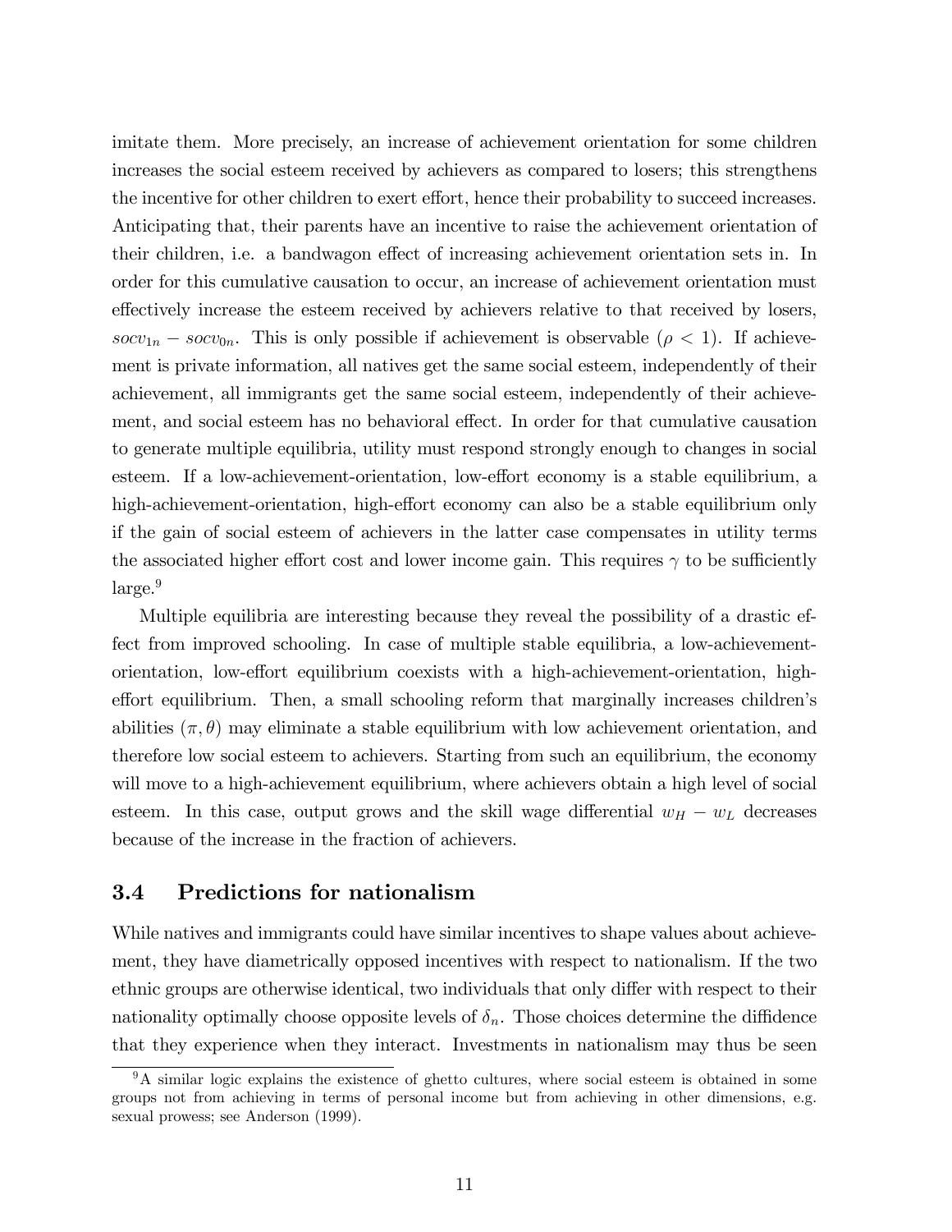imitate them. More precisely, an increase of achievement orientation for some children increases the social esteem received by achievers as compared to losers; this strengthens the incentive for other children to exert effort, hence their probability to succeed increases. Anticipating that, their parents have an incentive to raise the achievement orientation of their children, i.e. a bandwagon effect of increasing achievement orientation sets in. In order for this cumulative causation to occur, an increase of achievement orientation must effectively increase the esteem received by achievers relative to that received by losers, $socv_{1n} - socv_{0n}$. This is only possible if achievement is observable ($\rho < 1$). If achievement is private information, all natives get the same social esteem, independently of their achievement, all immigrants get the same social esteem, independently of their achievement, and social esteem has no behavioral effect. In order for that cumulative causation to generate multiple equilibria, utility must respond strongly enough to changes in social esteem. If a low-achievement-orientation, low-effort economy is a stable equilibrium, a high-achievement-orientation, high-effort economy can also be a stable equilibrium only if the gain of social esteem of achievers in the latter case compensates in utility terms the associated higher effort cost and lower income gain. This requires $\gamma$ to be sufficiently large.[9]

Multiple equilibria are interesting because they reveal the possibility of a drastic effect from improved schooling. In case of multiple stable equilibria, a low-achievement-orientation, low-effort equilibrium coexists with a high-achievement-orientation, high-effort equilibrium. Then, a small schooling reform that marginally increases children's abilities $(\pi, \theta)$ may eliminate a stable equilibrium with low achievement orientation, and therefore low social esteem to achievers. Starting from such an equilibrium, the economy will move to a high-achievement equilibrium, where achievers obtain a high level of social esteem. In this case, output grows and the skill wage differential $w_H - w_L$ decreases because of the increase in the fraction of achievers.

### 3.4 Predictions for nationalism

While natives and immigrants could have similar incentives to shape values about achievement, they have diametrically opposed incentives with respect to nationalism. If the two ethnic groups are otherwise identical, two individuals that only differ with respect to their nationality optimally choose opposite levels of $\delta_n$. Those choices determine the diffidence that they experience when they interact. Investments in nationalism may thus be seen

[9] A similar logic explains the existence of ghetto cultures, where social esteem is obtained in some groups not from achieving in terms of personal income but from achieving in other dimensions, e.g. sexual prowess; see Anderson (1999).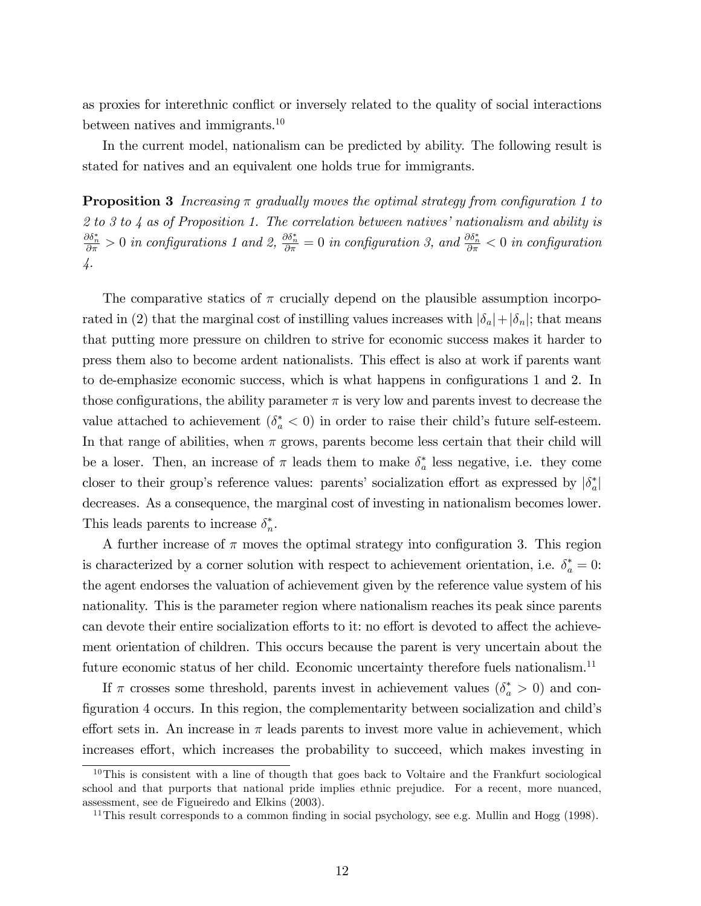as proxies for interethnic conflict or inversely related to the quality of social interactions between natives and immigrants.[10]

In the current model, nationalism can be predicted by ability. The following result is stated for natives and an equivalent one holds true for immigrants.

**Proposition 3** *Increasing $\pi$ gradually moves the optimal strategy from configuration 1 to 2 to 3 to 4 as of Proposition 1. The correlation between natives' nationalism and ability is $\frac{\partial \delta_n^*}{\partial \pi} > 0$ in configurations 1 and 2, $\frac{\partial \delta_n^*}{\partial \pi} = 0$ in configuration 3, and $\frac{\partial \delta_n^*}{\partial \pi} < 0$ in configuration 4.*

The comparative statics of $\pi$ crucially depend on the plausible assumption incorporated in (2) that the marginal cost of instilling values increases with $|\delta_a| + |\delta_n|$; that means that putting more pressure on children to strive for economic success makes it harder to press them also to become ardent nationalists. This effect is also at work if parents want to de-emphasize economic success, which is what happens in configurations 1 and 2. In those configurations, the ability parameter $\pi$ is very low and parents invest to decrease the value attached to achievement ($\delta_a^* < 0$) in order to raise their child's future self-esteem. In that range of abilities, when $\pi$ grows, parents become less certain that their child will be a loser. Then, an increase of $\pi$ leads them to make $\delta_a^*$ less negative, i.e. they come closer to their group's reference values: parents' socialization effort as expressed by $|\delta_a^*|$ decreases. As a consequence, the marginal cost of investing in nationalism becomes lower. This leads parents to increase $\delta_n^*$.

A further increase of $\pi$ moves the optimal strategy into configuration 3. This region is characterized by a corner solution with respect to achievement orientation, i.e. $\delta_a^* = 0$: the agent endorses the valuation of achievement given by the reference value system of his nationality. This is the parameter region where nationalism reaches its peak since parents can devote their entire socialization efforts to it: no effort is devoted to affect the achievement orientation of children. This occurs because the parent is very uncertain about the future economic status of her child. Economic uncertainty therefore fuels nationalism.[11]

If $\pi$ crosses some threshold, parents invest in achievement values ($\delta_a^* > 0$) and configuration 4 occurs. In this region, the complementarity between socialization and child's effort sets in. An increase in $\pi$ leads parents to invest more value in achievement, which increases effort, which increases the probability to succeed, which makes investing in

[10] This is consistent with a line of thougth that goes back to Voltaire and the Frankfurt sociological school and that purports that national pride implies ethnic prejudice. For a recent, more nuanced, assessment, see de Figueiredo and Elkins (2003).

[11] This result corresponds to a common finding in social psychology, see e.g. Mullin and Hogg (1998).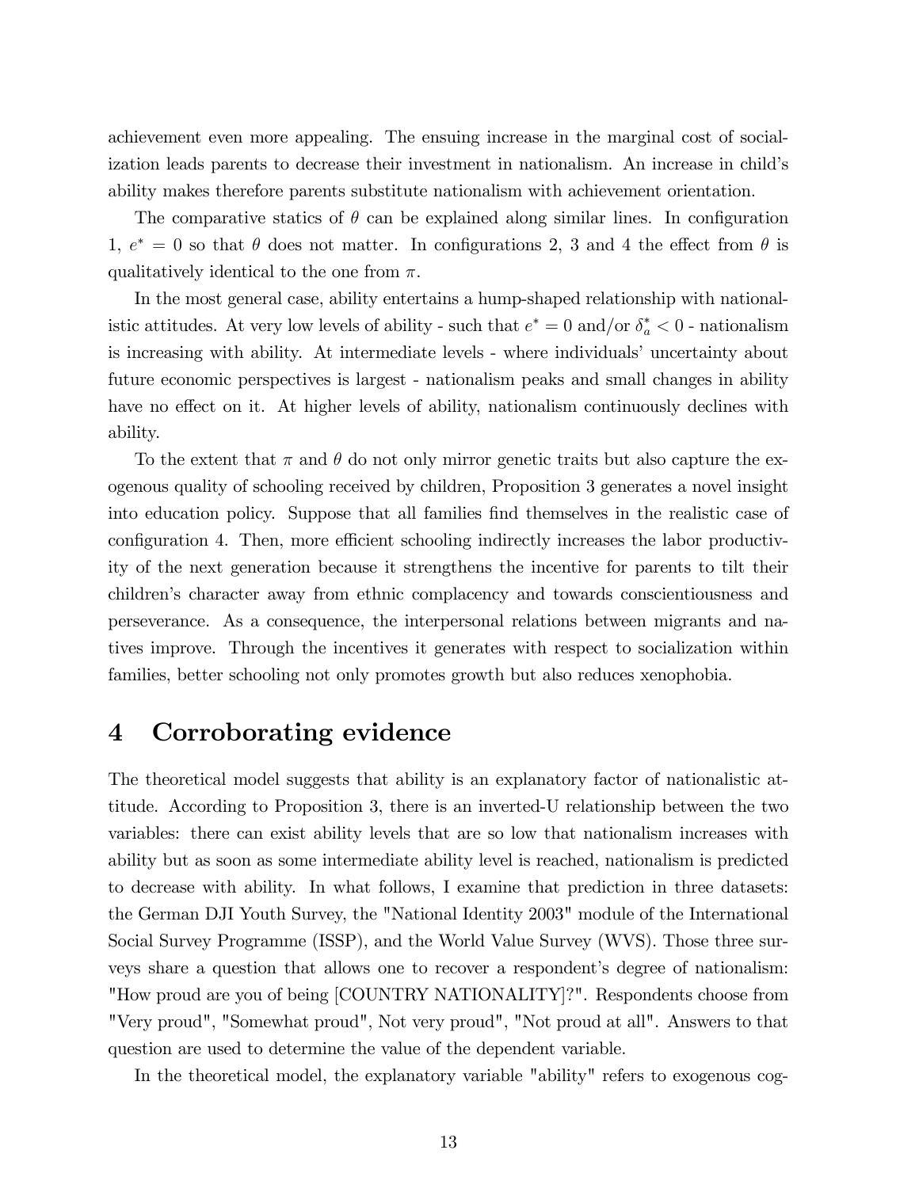achievement even more appealing. The ensuing increase in the marginal cost of socialization leads parents to decrease their investment in nationalism. An increase in child's ability makes therefore parents substitute nationalism with achievement orientation.

The comparative statics of $\theta$ can be explained along similar lines. In configuration 1, $e^* = 0$ so that $\theta$ does not matter. In configurations 2, 3 and 4 the effect from $\theta$ is qualitatively identical to the one from $\pi$.

In the most general case, ability entertains a hump-shaped relationship with nationalistic attitudes. At very low levels of ability - such that $e^* = 0$ and/or $\delta_a^* < 0$ - nationalism is increasing with ability. At intermediate levels - where individuals' uncertainty about future economic perspectives is largest - nationalism peaks and small changes in ability have no effect on it. At higher levels of ability, nationalism continuously declines with ability.

To the extent that $\pi$ and $\theta$ do not only mirror genetic traits but also capture the exogenous quality of schooling received by children, Proposition 3 generates a novel insight into education policy. Suppose that all families find themselves in the realistic case of configuration 4. Then, more efficient schooling indirectly increases the labor productivity of the next generation because it strengthens the incentive for parents to tilt their children's character away from ethnic complacency and towards conscientiousness and perseverance. As a consequence, the interpersonal relations between migrants and natives improve. Through the incentives it generates with respect to socialization within families, better schooling not only promotes growth but also reduces xenophobia.

# 4 Corroborating evidence

The theoretical model suggests that ability is an explanatory factor of nationalistic attitude. According to Proposition 3, there is an inverted-U relationship between the two variables: there can exist ability levels that are so low that nationalism increases with ability but as soon as some intermediate ability level is reached, nationalism is predicted to decrease with ability. In what follows, I examine that prediction in three datasets: the German DJI Youth Survey, the "National Identity 2003" module of the International Social Survey Programme (ISSP), and the World Value Survey (WVS). Those three surveys share a question that allows one to recover a respondent's degree of nationalism: "How proud are you of being [COUNTRY NATIONALITY]?". Respondents choose from "Very proud", "Somewhat proud", Not very proud", "Not proud at all". Answers to that question are used to determine the value of the dependent variable.

In the theoretical model, the explanatory variable "ability" refers to exogenous cog-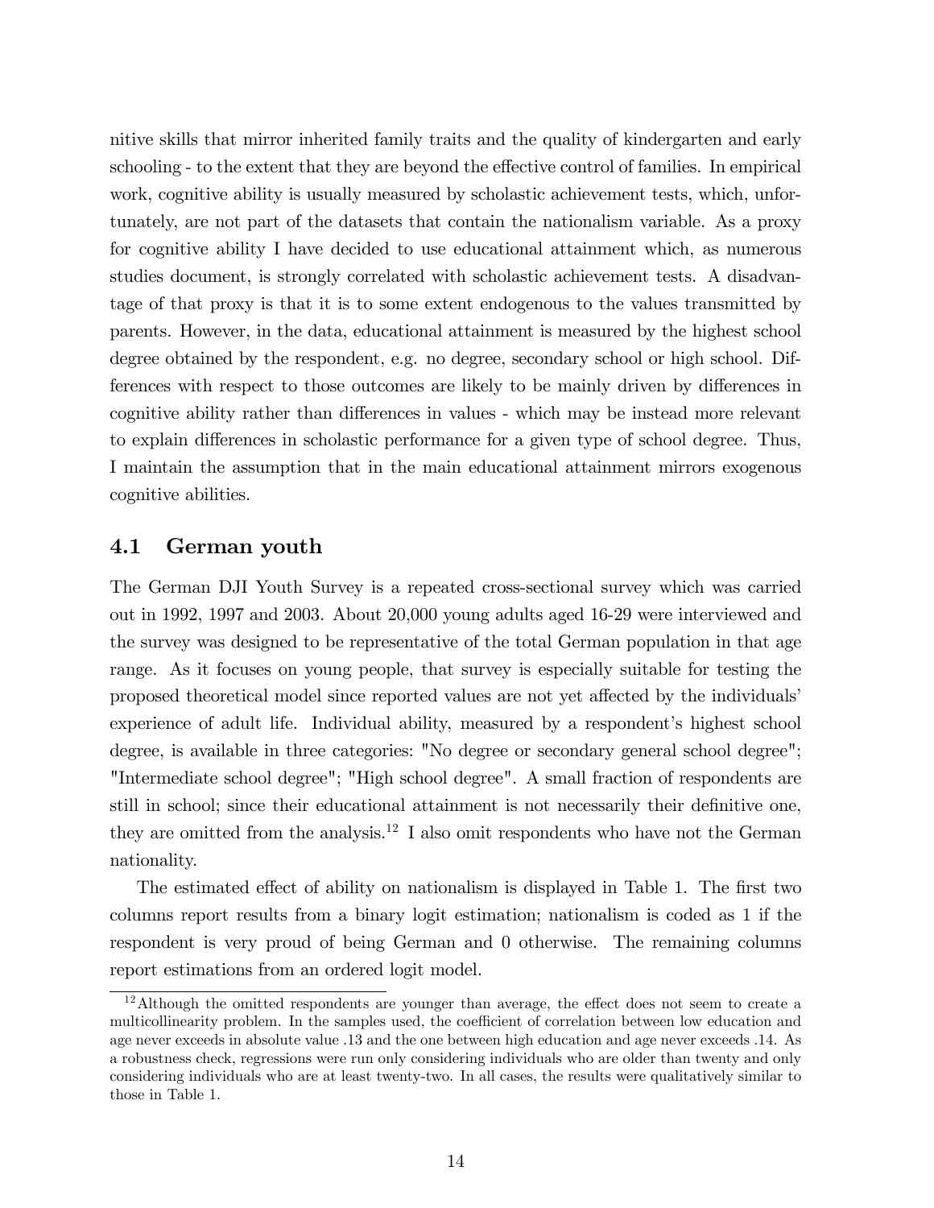nitive skills that mirror inherited family traits and the quality of kindergarten and early schooling - to the extent that they are beyond the effective control of families. In empirical work, cognitive ability is usually measured by scholastic achievement tests, which, unfortunately, are not part of the datasets that contain the nationalism variable. As a proxy for cognitive ability I have decided to use educational attainment which, as numerous studies document, is strongly correlated with scholastic achievement tests. A disadvantage of that proxy is that it is to some extent endogenous to the values transmitted by parents. However, in the data, educational attainment is measured by the highest school degree obtained by the respondent, e.g. no degree, secondary school or high school. Differences with respect to those outcomes are likely to be mainly driven by differences in cognitive ability rather than differences in values - which may be instead more relevant to explain differences in scholastic performance for a given type of school degree. Thus, I maintain the assumption that in the main educational attainment mirrors exogenous cognitive abilities.

## 4.1 German youth

The German DJI Youth Survey is a repeated cross-sectional survey which was carried out in 1992, 1997 and 2003. About 20,000 young adults aged 16-29 were interviewed and the survey was designed to be representative of the total German population in that age range. As it focuses on young people, that survey is especially suitable for testing the proposed theoretical model since reported values are not yet affected by the individuals' experience of adult life. Individual ability, measured by a respondent's highest school degree, is available in three categories: "No degree or secondary general school degree"; "Intermediate school degree"; "High school degree". A small fraction of respondents are still in school; since their educational attainment is not necessarily their definitive one, they are omitted from the analysis.[12] I also omit respondents who have not the German nationality.

The estimated effect of ability on nationalism is displayed in Table 1. The first two columns report results from a binary logit estimation; nationalism is coded as 1 if the respondent is very proud of being German and 0 otherwise. The remaining columns report estimations from an ordered logit model.

[12] Although the omitted respondents are younger than average, the effect does not seem to create a multicollinearity problem. In the samples used, the coefficient of correlation between low education and age never exceeds in absolute value .13 and the one between high education and age never exceeds .14. As a robustness check, regressions were run only considering individuals who are older than twenty and only considering individuals who are at least twenty-two. In all cases, the results were qualitatively similar to those in Table 1.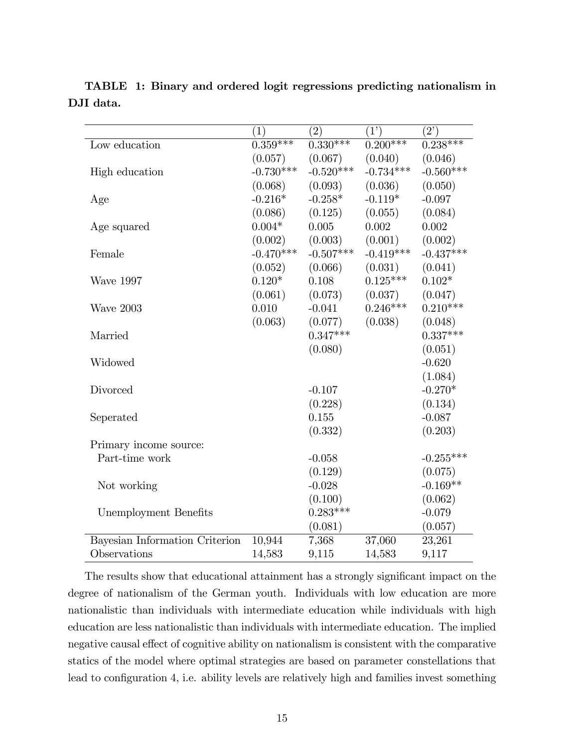**TABLE 1: Binary and ordered logit regressions predicting nationalism in DJI data.**

| | (1) | (2) | (1') | (2') |
|---|---|---|---|---|
| Low education | 0.359*** | 0.330*** | 0.200*** | 0.238*** |
| | (0.057) | (0.067) | (0.040) | (0.046) |
| High education | -0.730*** | -0.520*** | -0.734*** | -0.560*** |
| | (0.068) | (0.093) | (0.036) | (0.050) |
| Age | -0.216* | -0.258* | -0.119* | -0.097 |
| | (0.086) | (0.125) | (0.055) | (0.084) |
| Age squared | 0.004* | 0.005 | 0.002 | 0.002 |
| | (0.002) | (0.003) | (0.001) | (0.002) |
| Female | -0.470*** | -0.507*** | -0.419*** | -0.437*** |
| | (0.052) | (0.066) | (0.031) | (0.041) |
| Wave 1997 | 0.120* | 0.108 | 0.125*** | 0.102* |
| | (0.061) | (0.073) | (0.037) | (0.047) |
| Wave 2003 | 0.010 | -0.041 | 0.246*** | 0.210*** |
| | (0.063) | (0.077) | (0.038) | (0.048) |
| Married | | 0.347*** | | 0.337*** |
| | | (0.080) | | (0.051) |
| Widowed | | | | -0.620 |
| | | | | (1.084) |
| Divorced | | -0.107 | | -0.270* |
| | | (0.228) | | (0.134) |
| Seperated | | 0.155 | | -0.087 |
| | | (0.332) | | (0.203) |
| Primary income source: | | | | |
| Part-time work | | -0.058 | | -0.255*** |
| | | (0.129) | | (0.075) |
| Not working | | -0.028 | | -0.169** |
| | | (0.100) | | (0.062) |
| Unemployment Benefits | | 0.283*** | | -0.079 |
| | | (0.081) | | (0.057) |
| Bayesian Information Criterion | 10,944 | 7,368 | 37,060 | 23,261 |
| Observations | 14,583 | 9,115 | 14,583 | 9,117 |

The results show that educational attainment has a strongly significant impact on the degree of nationalism of the German youth. Individuals with low education are more nationalistic than individuals with intermediate education while individuals with high education are less nationalistic than individuals with intermediate education. The implied negative causal effect of cognitive ability on nationalism is consistent with the comparative statics of the model where optimal strategies are based on parameter constellations that lead to configuration 4, i.e. ability levels are relatively high and families invest something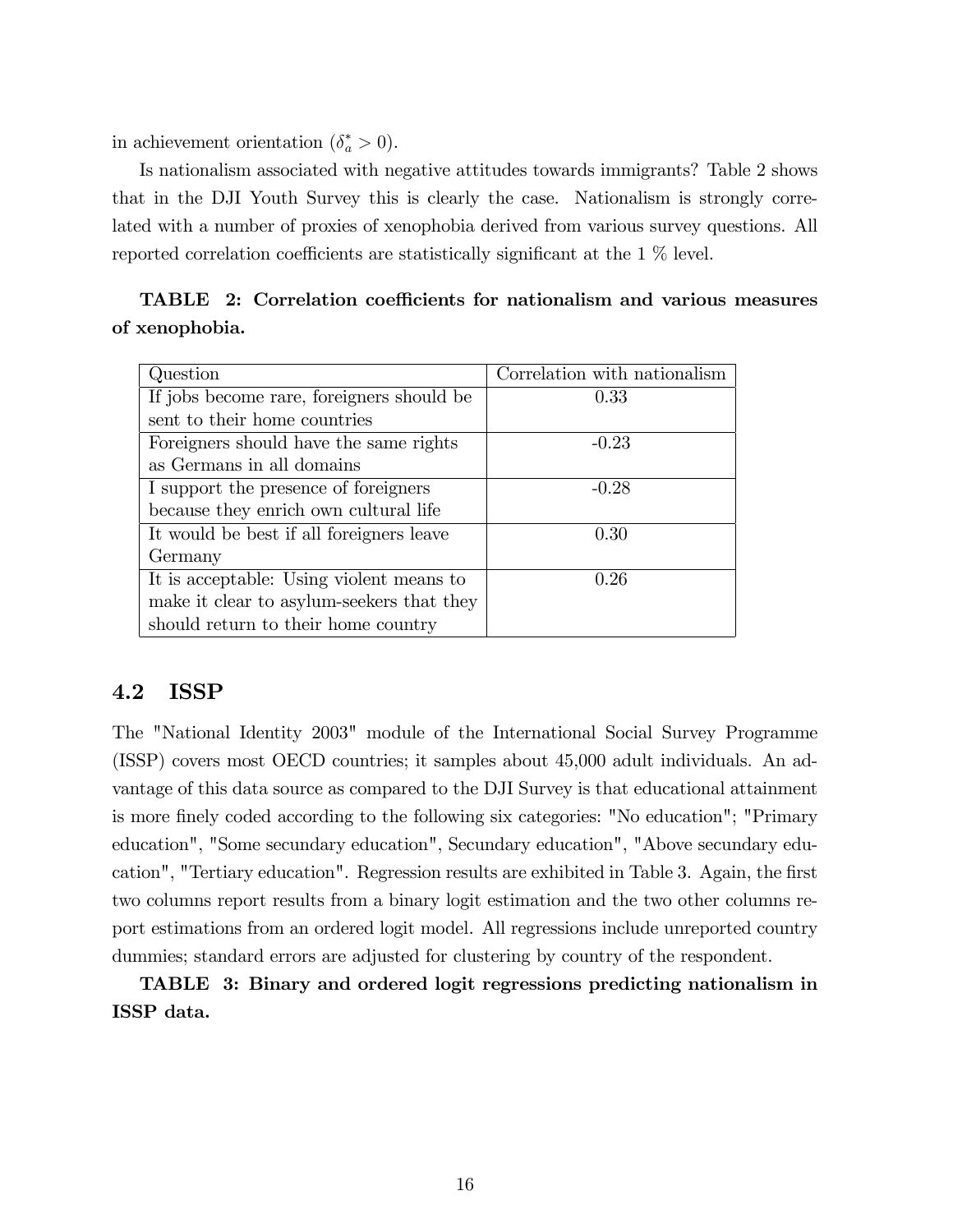in achievement orientation ($\delta_a^* > 0$).

Is nationalism associated with negative attitudes towards immigrants? Table 2 shows that in the DJI Youth Survey this is clearly the case. Nationalism is strongly correlated with a number of proxies of xenophobia derived from various survey questions. All reported correlation coefficients are statistically significant at the 1 % level.

**TABLE 2: Correlation coefficients for nationalism and various measures of xenophobia.**

| Question | Correlation with nationalism |
|---|---|
| If jobs become rare, foreigners should be sent to their home countries | 0.33 |
| Foreigners should have the same rights as Germans in all domains | -0.23 |
| I support the presence of foreigners because they enrich own cultural life | -0.28 |
| It would be best if all foreigners leave Germany | 0.30 |
| It is acceptable: Using violent means to make it clear to asylum-seekers that they should return to their home country | 0.26 |

## 4.2 ISSP

The "National Identity 2003" module of the International Social Survey Programme (ISSP) covers most OECD countries; it samples about 45,000 adult individuals. An advantage of this data source as compared to the DJI Survey is that educational attainment is more finely coded according to the following six categories: "No education"; "Primary education", "Some secundary education", Secundary education", "Above secundary education", "Tertiary education". Regression results are exhibited in Table 3. Again, the first two columns report results from a binary logit estimation and the two other columns report estimations from an ordered logit model. All regressions include unreported country dummies; standard errors are adjusted for clustering by country of the respondent.

**TABLE 3: Binary and ordered logit regressions predicting nationalism in ISSP data.**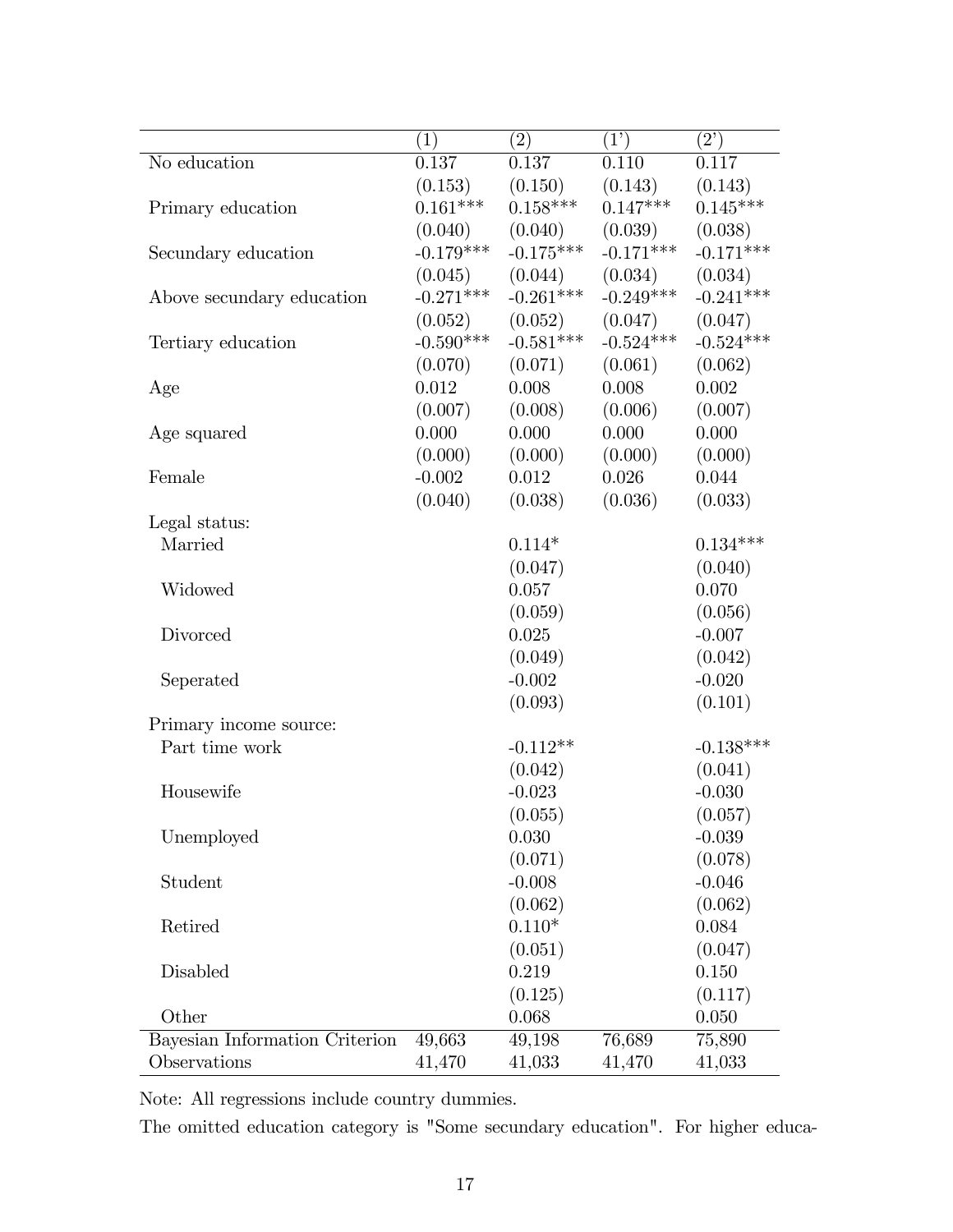| | (1) | (2) | (1') | (2') |
|---|---|---|---|---|
| No education | 0.137 | 0.137 | 0.110 | 0.117 |
| | (0.153) | (0.150) | (0.143) | (0.143) |
| Primary education | 0.161*** | 0.158*** | 0.147*** | 0.145*** |
| | (0.040) | (0.040) | (0.039) | (0.038) |
| Secundary education | -0.179*** | -0.175*** | -0.171*** | -0.171*** |
| | (0.045) | (0.044) | (0.034) | (0.034) |
| Above secundary education | -0.271*** | -0.261*** | -0.249*** | -0.241*** |
| | (0.052) | (0.052) | (0.047) | (0.047) |
| Tertiary education | -0.590*** | -0.581*** | -0.524*** | -0.524*** |
| | (0.070) | (0.071) | (0.061) | (0.062) |
| Age | 0.012 | 0.008 | 0.008 | 0.002 |
| | (0.007) | (0.008) | (0.006) | (0.007) |
| Age squared | 0.000 | 0.000 | 0.000 | 0.000 |
| | (0.000) | (0.000) | (0.000) | (0.000) |
| Female | -0.002 | 0.012 | 0.026 | 0.044 |
| | (0.040) | (0.038) | (0.036) | (0.033) |
| Legal status: | | | | |
| Married | | 0.114* | | 0.134*** |
| | | (0.047) | | (0.040) |
| Widowed | | 0.057 | | 0.070 |
| | | (0.059) | | (0.056) |
| Divorced | | 0.025 | | -0.007 |
| | | (0.049) | | (0.042) |
| Seperated | | -0.002 | | -0.020 |
| | | (0.093) | | (0.101) |
| Primary income source: | | | | |
| Part time work | | -0.112** | | -0.138*** |
| | | (0.042) | | (0.041) |
| Housewife | | -0.023 | | -0.030 |
| | | (0.055) | | (0.057) |
| Unemployed | | 0.030 | | -0.039 |
| | | (0.071) | | (0.078) |
| Student | | -0.008 | | -0.046 |
| | | (0.062) | | (0.062) |
| Retired | | 0.110* | | 0.084 |
| | | (0.051) | | (0.047) |
| Disabled | | 0.219 | | 0.150 |
| | | (0.125) | | (0.117) |
| Other | | 0.068 | | 0.050 |
| Bayesian Information Criterion | 49,663 | 49,198 | 76,689 | 75,890 |
| Observations | 41,470 | 41,033 | 41,470 | 41,033 |

Note: All regressions include country dummies.

The omitted education category is "Some secundary education". For higher educa-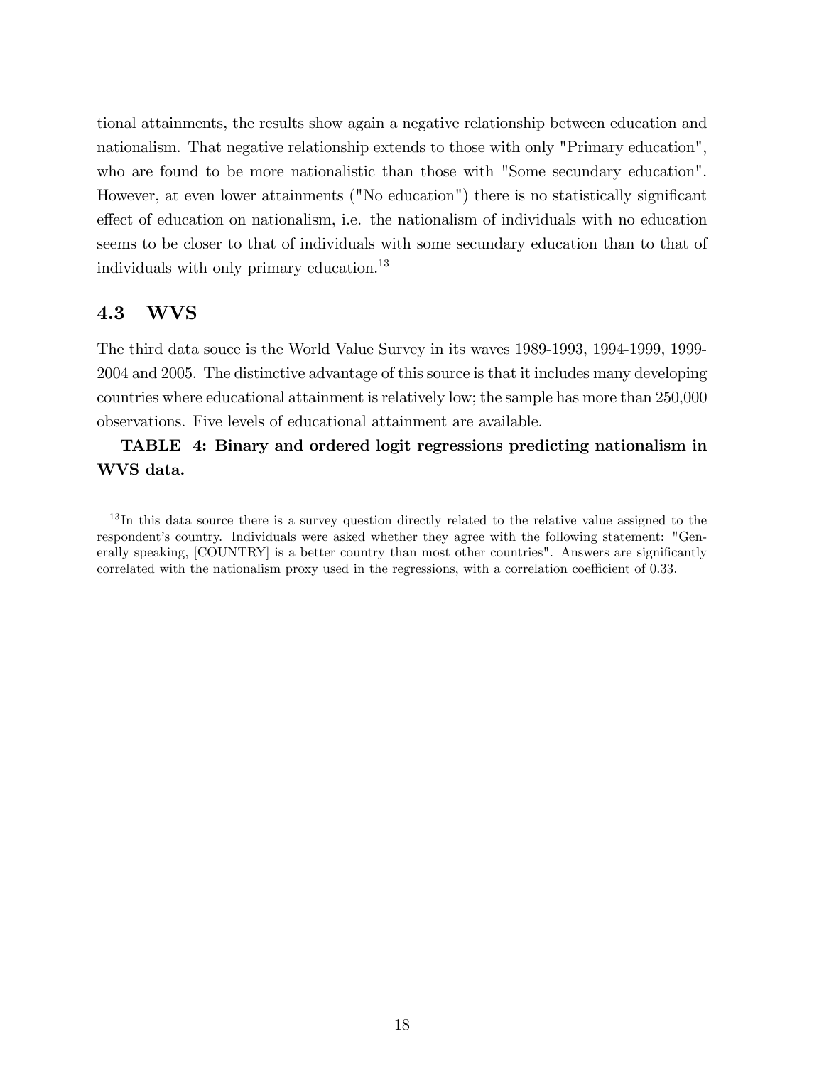tional attainments, the results show again a negative relationship between education and nationalism. That negative relationship extends to those with only "Primary education", who are found to be more nationalistic than those with "Some secundary education". However, at even lower attainments ("No education") there is no statistically significant effect of education on nationalism, i.e. the nationalism of individuals with no education seems to be closer to that of individuals with some secundary education than to that of individuals with only primary education.[13]

## 4.3 WVS

The third data souce is the World Value Survey in its waves 1989-1993, 1994-1999, 1999-2004 and 2005. The distinctive advantage of this source is that it includes many developing countries where educational attainment is relatively low; the sample has more than 250,000 observations. Five levels of educational attainment are available.

**TABLE 4: Binary and ordered logit regressions predicting nationalism in WVS data.**

[13] In this data source there is a survey question directly related to the relative value assigned to the respondent's country. Individuals were asked whether they agree with the following statement: "Generally speaking, [COUNTRY] is a better country than most other countries". Answers are significantly correlated with the nationalism proxy used in the regressions, with a correlation coefficient of 0.33.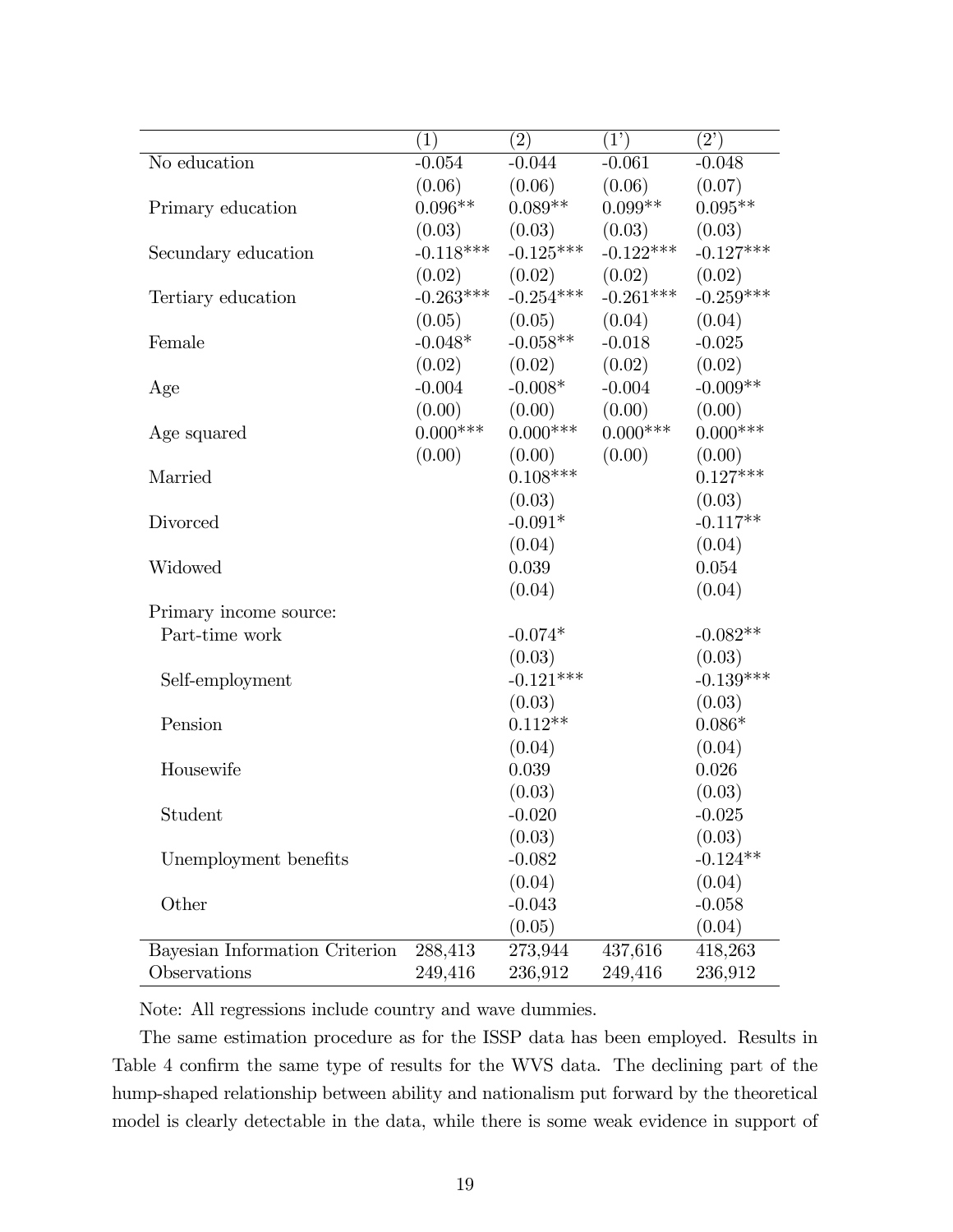|  | (1) | (2) | (1') | (2') |
|---|---|---|---|---|
| No education | -0.054 | -0.044 | -0.061 | -0.048 |
|  | (0.06) | (0.06) | (0.06) | (0.07) |
| Primary education | 0.096** | 0.089** | 0.099** | 0.095** |
|  | (0.03) | (0.03) | (0.03) | (0.03) |
| Secundary education | -0.118*** | -0.125*** | -0.122*** | -0.127*** |
|  | (0.02) | (0.02) | (0.02) | (0.02) |
| Tertiary education | -0.263*** | -0.254*** | -0.261*** | -0.259*** |
|  | (0.05) | (0.05) | (0.04) | (0.04) |
| Female | -0.048* | -0.058** | -0.018 | -0.025 |
|  | (0.02) | (0.02) | (0.02) | (0.02) |
| Age | -0.004 | -0.008* | -0.004 | -0.009** |
|  | (0.00) | (0.00) | (0.00) | (0.00) |
| Age squared | 0.000*** | 0.000*** | 0.000*** | 0.000*** |
|  | (0.00) | (0.00) | (0.00) | (0.00) |
| Married |  | 0.108*** |  | 0.127*** |
|  |  | (0.03) |  | (0.03) |
| Divorced |  | -0.091* |  | -0.117** |
|  |  | (0.04) |  | (0.04) |
| Widowed |  | 0.039 |  | 0.054 |
|  |  | (0.04) |  | (0.04) |
| Primary income source: |  |  |  |  |
| Part-time work |  | -0.074* |  | -0.082** |
|  |  | (0.03) |  | (0.03) |
| Self-employment |  | -0.121*** |  | -0.139*** |
|  |  | (0.03) |  | (0.03) |
| Pension |  | 0.112** |  | 0.086* |
|  |  | (0.04) |  | (0.04) |
| Housewife |  | 0.039 |  | 0.026 |
|  |  | (0.03) |  | (0.03) |
| Student |  | -0.020 |  | -0.025 |
|  |  | (0.03) |  | (0.03) |
| Unemployment benefits |  | -0.082 |  | -0.124** |
|  |  | (0.04) |  | (0.04) |
| Other |  | -0.043 |  | -0.058 |
|  |  | (0.05) |  | (0.04) |
| Bayesian Information Criterion | 288,413 | 273,944 | 437,616 | 418,263 |
| Observations | 249,416 | 236,912 | 249,416 | 236,912 |

Note: All regressions include country and wave dummies.

The same estimation procedure as for the ISSP data has been employed. Results in Table 4 confirm the same type of results for the WVS data. The declining part of the hump-shaped relationship between ability and nationalism put forward by the theoretical model is clearly detectable in the data, while there is some weak evidence in support of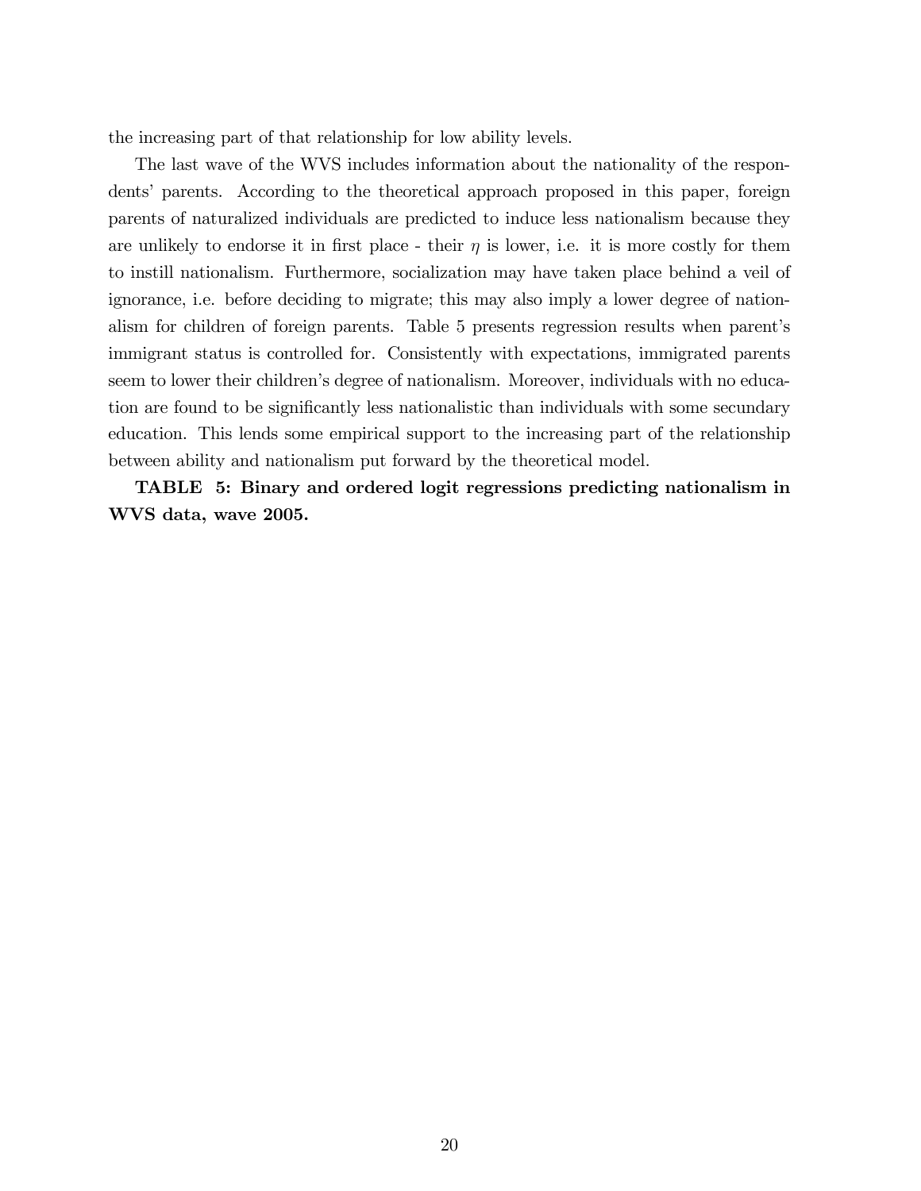the increasing part of that relationship for low ability levels.

The last wave of the WVS includes information about the nationality of the respondents' parents. According to the theoretical approach proposed in this paper, foreign parents of naturalized individuals are predicted to induce less nationalism because they are unlikely to endorse it in first place - their $\eta$ is lower, i.e. it is more costly for them to instill nationalism. Furthermore, socialization may have taken place behind a veil of ignorance, i.e. before deciding to migrate; this may also imply a lower degree of nationalism for children of foreign parents. Table 5 presents regression results when parent's immigrant status is controlled for. Consistently with expectations, immigrated parents seem to lower their children's degree of nationalism. Moreover, individuals with no education are found to be significantly less nationalistic than individuals with some secundary education. This lends some empirical support to the increasing part of the relationship between ability and nationalism put forward by the theoretical model.

**TABLE 5: Binary and ordered logit regressions predicting nationalism in WVS data, wave 2005.**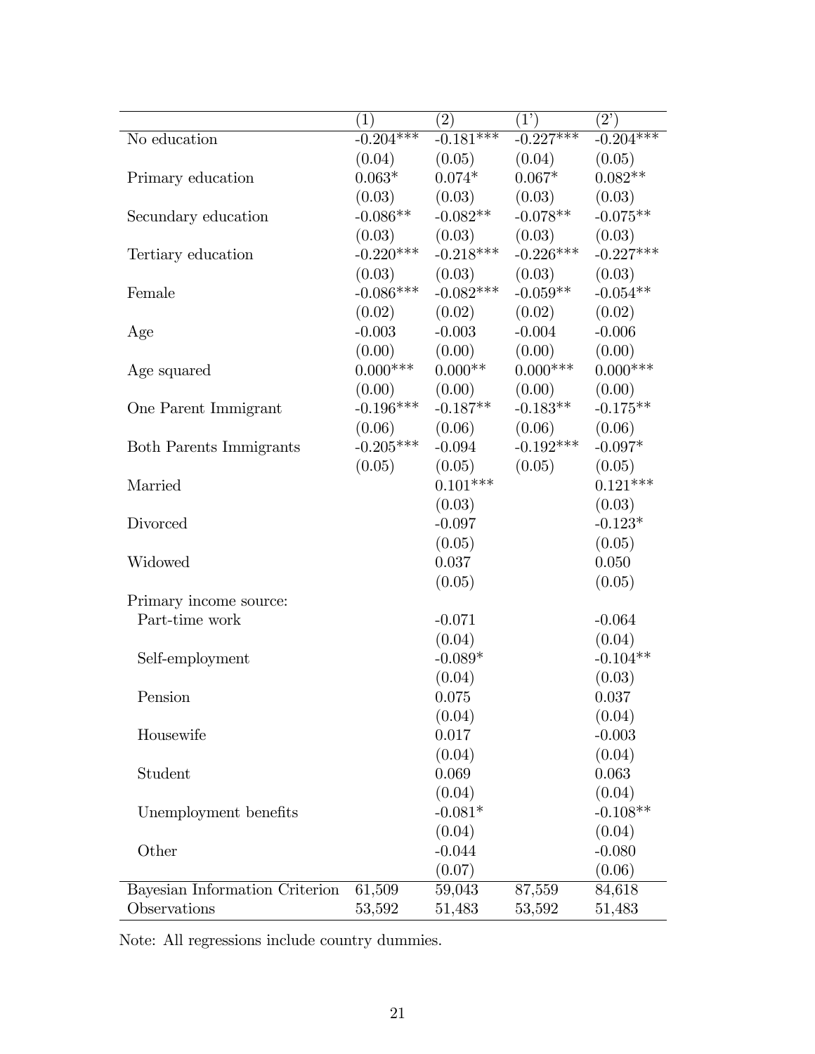| | (1) | (2) | (1') | (2') |
|---|---|---|---|---|
| No education | -0.204*** | -0.181*** | -0.227*** | -0.204*** |
| | (0.04) | (0.05) | (0.04) | (0.05) |
| Primary education | 0.063* | 0.074* | 0.067* | 0.082** |
| | (0.03) | (0.03) | (0.03) | (0.03) |
| Secundary education | -0.086** | -0.082** | -0.078** | -0.075** |
| | (0.03) | (0.03) | (0.03) | (0.03) |
| Tertiary education | -0.220*** | -0.218*** | -0.226*** | -0.227*** |
| | (0.03) | (0.03) | (0.03) | (0.03) |
| Female | -0.086*** | -0.082*** | -0.059** | -0.054** |
| | (0.02) | (0.02) | (0.02) | (0.02) |
| Age | -0.003 | -0.003 | -0.004 | -0.006 |
| | (0.00) | (0.00) | (0.00) | (0.00) |
| Age squared | 0.000*** | 0.000** | 0.000*** | 0.000*** |
| | (0.00) | (0.00) | (0.00) | (0.00) |
| One Parent Immigrant | -0.196*** | -0.187** | -0.183** | -0.175** |
| | (0.06) | (0.06) | (0.06) | (0.06) |
| Both Parents Immigrants | -0.205*** | -0.094 | -0.192*** | -0.097* |
| | (0.05) | (0.05) | (0.05) | (0.05) |
| Married | | 0.101*** | | 0.121*** |
| | | (0.03) | | (0.03) |
| Divorced | | -0.097 | | -0.123* |
| | | (0.05) | | (0.05) |
| Widowed | | 0.037 | | 0.050 |
| | | (0.05) | | (0.05) |
| Primary income source: | | | | |
| Part-time work | | -0.071 | | -0.064 |
| | | (0.04) | | (0.04) |
| Self-employment | | -0.089* | | -0.104** |
| | | (0.04) | | (0.03) |
| Pension | | 0.075 | | 0.037 |
| | | (0.04) | | (0.04) |
| Housewife | | 0.017 | | -0.003 |
| | | (0.04) | | (0.04) |
| Student | | 0.069 | | 0.063 |
| | | (0.04) | | (0.04) |
| Unemployment benefits | | -0.081* | | -0.108** |
| | | (0.04) | | (0.04) |
| Other | | -0.044 | | -0.080 |
| | | (0.07) | | (0.06) |
| Bayesian Information Criterion | 61,509 | 59,043 | 87,559 | 84,618 |
| Observations | 53,592 | 51,483 | 53,592 | 51,483 |

Note: All regressions include country dummies.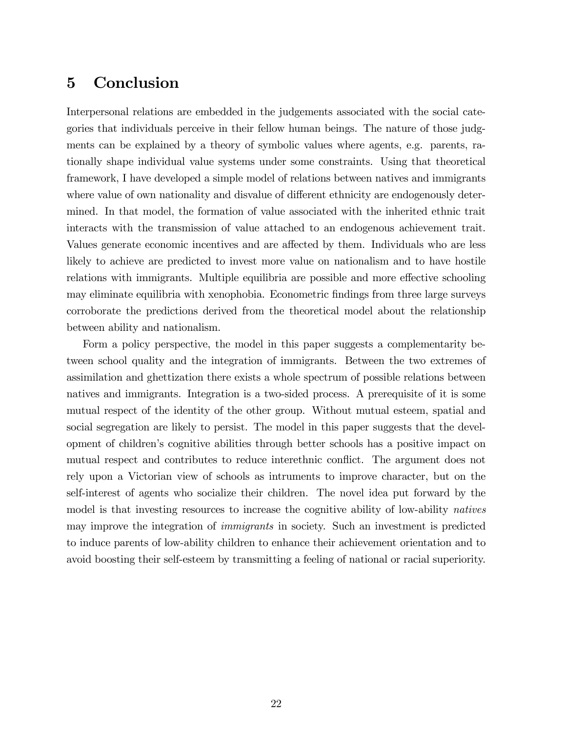# 5 Conclusion

Interpersonal relations are embedded in the judgements associated with the social categories that individuals perceive in their fellow human beings. The nature of those judgments can be explained by a theory of symbolic values where agents, e.g. parents, rationally shape individual value systems under some constraints. Using that theoretical framework, I have developed a simple model of relations between natives and immigrants where value of own nationality and disvalue of different ethnicity are endogenously determined. In that model, the formation of value associated with the inherited ethnic trait interacts with the transmission of value attached to an endogenous achievement trait. Values generate economic incentives and are affected by them. Individuals who are less likely to achieve are predicted to invest more value on nationalism and to have hostile relations with immigrants. Multiple equilibria are possible and more effective schooling may eliminate equilibria with xenophobia. Econometric findings from three large surveys corroborate the predictions derived from the theoretical model about the relationship between ability and nationalism.

Form a policy perspective, the model in this paper suggests a complementarity between school quality and the integration of immigrants. Between the two extremes of assimilation and ghettization there exists a whole spectrum of possible relations between natives and immigrants. Integration is a two-sided process. A prerequisite of it is some mutual respect of the identity of the other group. Without mutual esteem, spatial and social segregation are likely to persist. The model in this paper suggests that the development of children's cognitive abilities through better schools has a positive impact on mutual respect and contributes to reduce interethnic conflict. The argument does not rely upon a Victorian view of schools as intruments to improve character, but on the self-interest of agents who socialize their children. The novel idea put forward by the model is that investing resources to increase the cognitive ability of low-ability *natives* may improve the integration of *immigrants* in society. Such an investment is predicted to induce parents of low-ability children to enhance their achievement orientation and to avoid boosting their self-esteem by transmitting a feeling of national or racial superiority.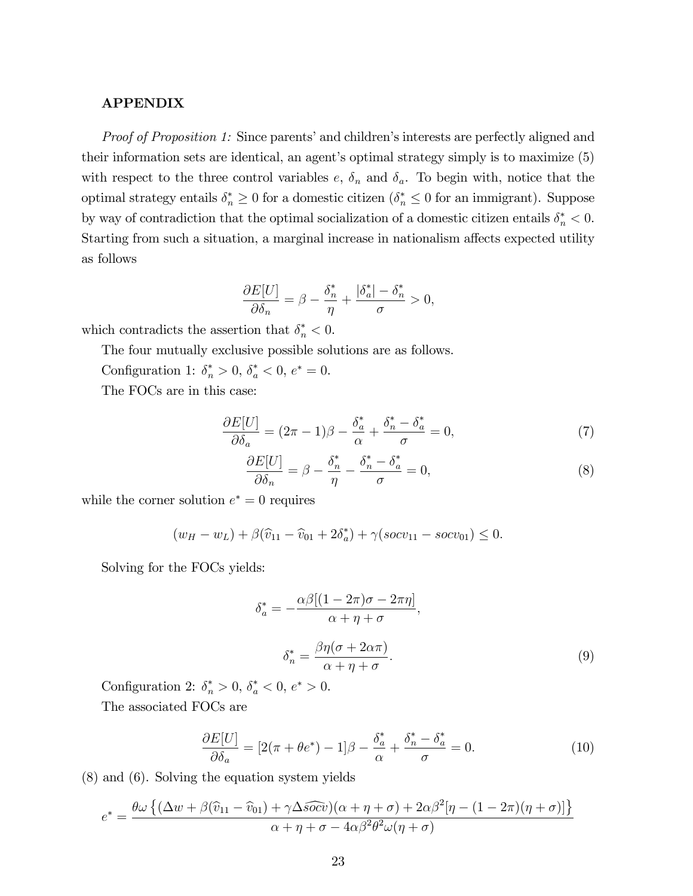## APPENDIX

*Proof of Proposition 1:* Since parents' and children's interests are perfectly aligned and their information sets are identical, an agent's optimal strategy simply is to maximize (5) with respect to the three control variables $e$, $\delta_n$ and $\delta_a$. To begin with, notice that the optimal strategy entails $\delta_n^* \geq 0$ for a domestic citizen ($\delta_n^* \leq 0$ for an immigrant). Suppose by way of contradiction that the optimal socialization of a domestic citizen entails $\delta_n^* < 0$. Starting from such a situation, a marginal increase in nationalism affects expected utility as follows

$$\frac{\partial E[U]}{\partial \delta_n} = \beta - \frac{\delta_n^*}{\eta} + \frac{|\delta_a^*| - \delta_n^*}{\sigma} > 0,$$

which contradicts the assertion that $\delta_n^* < 0$.

The four mutually exclusive possible solutions are as follows.

Configuration 1: $\delta_n^* > 0$, $\delta_a^* < 0$, $e^* = 0$.

The FOCs are in this case:

$$\frac{\partial E[U]}{\partial \delta_a} = (2\pi - 1)\beta - \frac{\delta_a^*}{\alpha} + \frac{\delta_n^* - \delta_a^*}{\sigma} = 0, \tag{7}$$

$$\frac{\partial E[U]}{\partial \delta_n} = \beta - \frac{\delta_n^*}{\eta} - \frac{\delta_n^* - \delta_a^*}{\sigma} = 0, \tag{8}$$

while the corner solution $e^* = 0$ requires

$$(w_H - w_L) + \beta(\widehat{v}_{11} - \widehat{v}_{01} + 2\delta_a^*) + \gamma(socv_{11} - socv_{01}) \leq 0.$$

Solving for the FOCs yields:

$$\delta_a^* = -\frac{\alpha\beta[(1 - 2\pi)\sigma - 2\pi\eta]}{\alpha + \eta + \sigma},$$

$$\delta_n^* = \frac{\beta\eta(\sigma + 2\alpha\pi)}{\alpha + \eta + \sigma}. \tag{9}$$

Configuration 2: $\delta_n^* > 0$, $\delta_a^* < 0$, $e^* > 0$.

The associated FOCs are

$$\frac{\partial E[U]}{\partial \delta_a} = [2(\pi + \theta e^*) - 1]\beta - \frac{\delta_a^*}{\alpha} + \frac{\delta_n^* - \delta_a^*}{\sigma} = 0. \tag{10}$$

(8) and (6). Solving the equation system yields

$$e^* = \frac{\theta\omega\left\{(\Delta w + \beta(\widehat{v}_{11} - \widehat{v}_{01}) + \gamma\Delta\widehat{socv})(\alpha + \eta + \sigma) + 2\alpha\beta^2[\eta - (1 - 2\pi)(\eta + \sigma)]\right\}}{\alpha + \eta + \sigma - 4\alpha\beta^2\theta^2\omega(\eta + \sigma)}$$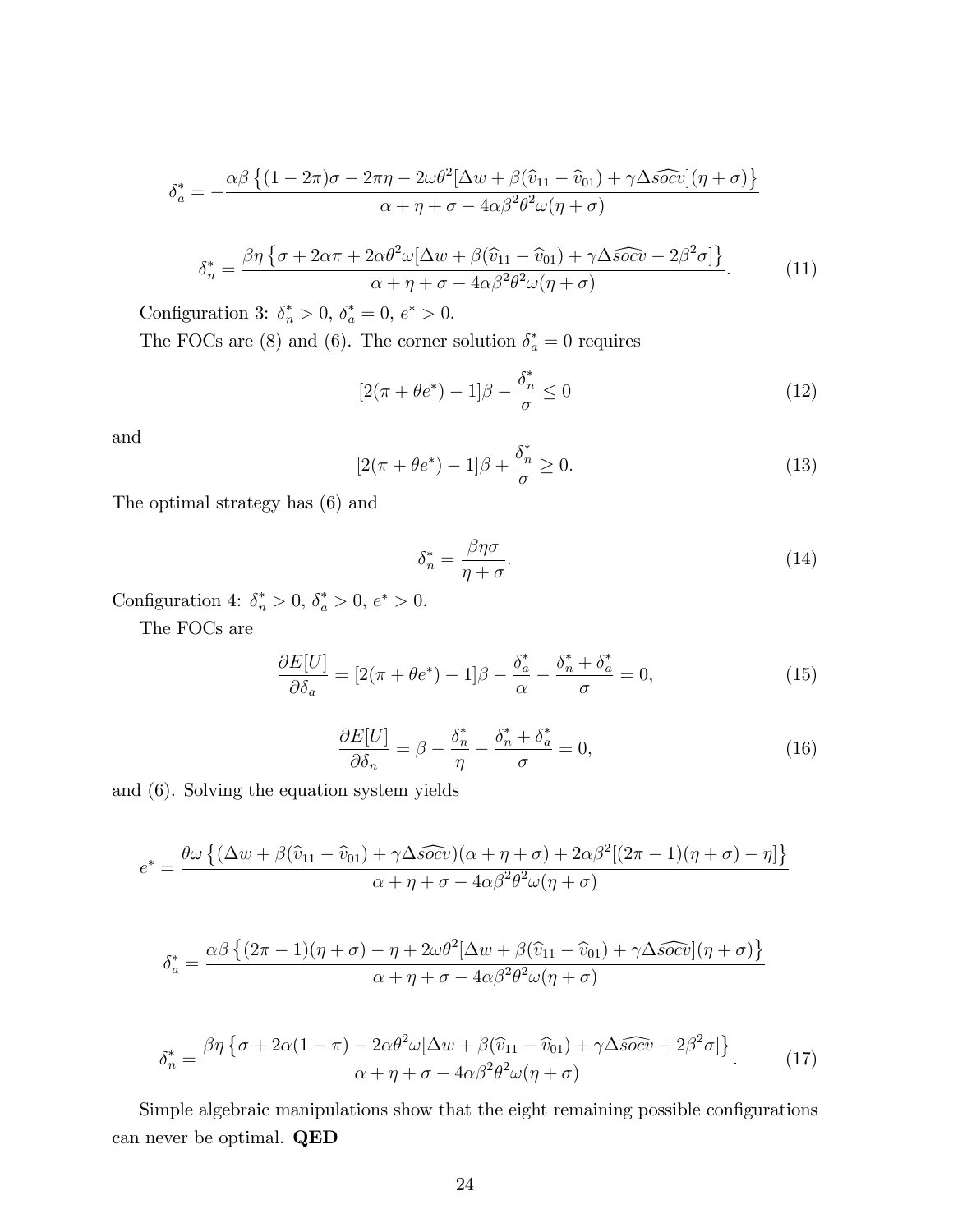$$\delta_a^* = -\frac{\alpha\beta\left\{(1-2\pi)\sigma - 2\pi\eta - 2\omega\theta^2[\Delta w + \beta(\widehat{v}_{11} - \widehat{v}_{01}) + \gamma\Delta\widehat{socv}](\eta+\sigma)\right\}}{\alpha + \eta + \sigma - 4\alpha\beta^2\theta^2\omega(\eta+\sigma)}$$

$$\delta_n^* = \frac{\beta\eta\left\{\sigma + 2\alpha\pi + 2\alpha\theta^2\omega[\Delta w + \beta(\widehat{v}_{11} - \widehat{v}_{01}) + \gamma\Delta\widehat{socv} - 2\beta^2\sigma]\right\}}{\alpha + \eta + \sigma - 4\alpha\beta^2\theta^2\omega(\eta+\sigma)}. \tag{11}$$

Configuration 3: $\delta_n^* > 0$, $\delta_a^* = 0$, $e^* > 0$.

The FOCs are (8) and (6). The corner solution $\delta_a^* = 0$ requires

$$[2(\pi + \theta e^*) - 1]\beta - \frac{\delta_n^*}{\sigma} \leq 0 \tag{12}$$

and

$$[2(\pi + \theta e^*) - 1]\beta + \frac{\delta_n^*}{\sigma} \geq 0. \tag{13}$$

The optimal strategy has (6) and

$$\delta_n^* = \frac{\beta\eta\sigma}{\eta + \sigma}. \tag{14}$$

Configuration 4: $\delta_n^* > 0$, $\delta_a^* > 0$, $e^* > 0$.

The FOCs are

$$\frac{\partial E[U]}{\partial \delta_a} = [2(\pi + \theta e^*) - 1]\beta - \frac{\delta_a^*}{\alpha} - \frac{\delta_n^* + \delta_a^*}{\sigma} = 0, \tag{15}$$

$$\frac{\partial E[U]}{\partial \delta_n} = \beta - \frac{\delta_n^*}{\eta} - \frac{\delta_n^* + \delta_a^*}{\sigma} = 0, \tag{16}$$

and (6). Solving the equation system yields

$$e^* = \frac{\theta\omega\left\{(\Delta w + \beta(\widehat{v}_{11} - \widehat{v}_{01}) + \gamma\Delta\widehat{socv})(\alpha + \eta + \sigma) + 2\alpha\beta^2[(2\pi - 1)(\eta + \sigma) - \eta]\right\}}{\alpha + \eta + \sigma - 4\alpha\beta^2\theta^2\omega(\eta+\sigma)}$$

$$\delta_a^* = \frac{\alpha\beta\left\{(2\pi - 1)(\eta + \sigma) - \eta + 2\omega\theta^2[\Delta w + \beta(\widehat{v}_{11} - \widehat{v}_{01}) + \gamma\Delta\widehat{socv}](\eta+\sigma)\right\}}{\alpha + \eta + \sigma - 4\alpha\beta^2\theta^2\omega(\eta+\sigma)}$$

$$\delta_n^* = \frac{\beta\eta\left\{\sigma + 2\alpha(1-\pi) - 2\alpha\theta^2\omega[\Delta w + \beta(\widehat{v}_{11} - \widehat{v}_{01}) + \gamma\Delta\widehat{socv} + 2\beta^2\sigma]\right\}}{\alpha + \eta + \sigma - 4\alpha\beta^2\theta^2\omega(\eta+\sigma)}. \tag{17}$$

Simple algebraic manipulations show that the eight remaining possible configurations can never be optimal. **QED**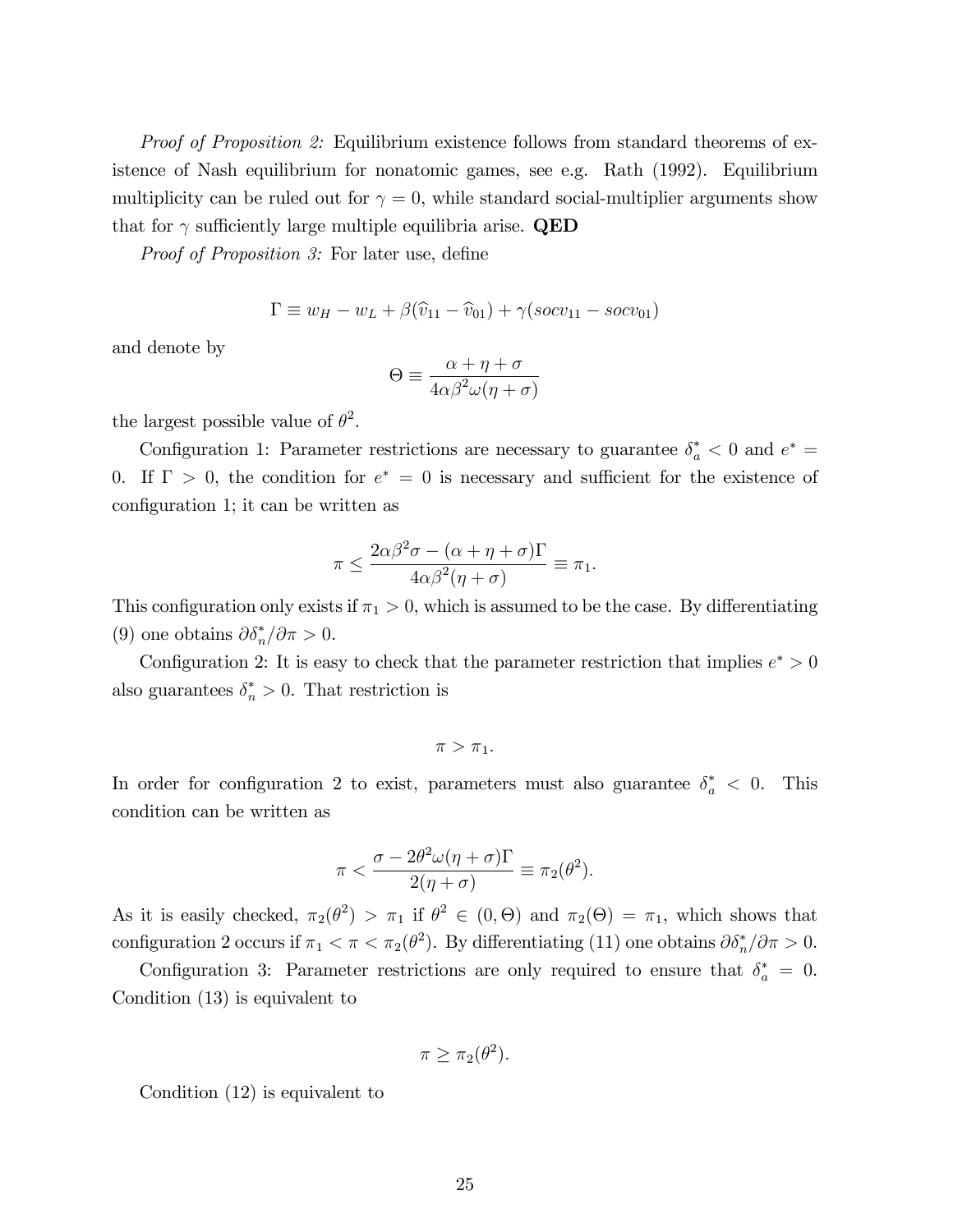*Proof of Proposition 2:* Equilibrium existence follows from standard theorems of existence of Nash equilibrium for nonatomic games, see e.g. Rath (1992). Equilibrium multiplicity can be ruled out for $\gamma = 0$, while standard social-multiplier arguments show that for $\gamma$ sufficiently large multiple equilibria arise. **QED**

*Proof of Proposition 3:* For later use, define

$$\Gamma \equiv w_H - w_L + \beta(\widehat{v}_{11} - \widehat{v}_{01}) + \gamma(socv_{11} - socv_{01})$$

and denote by

$$\Theta \equiv \frac{\alpha + \eta + \sigma}{4\alpha\beta^2\omega(\eta + \sigma)}$$

the largest possible value of $\theta^2$.

Configuration 1: Parameter restrictions are necessary to guarantee $\delta_a^* < 0$ and $e^* = 0$. If $\Gamma > 0$, the condition for $e^* = 0$ is necessary and sufficient for the existence of configuration 1; it can be written as

$$\pi \leq \frac{2\alpha\beta^2\sigma - (\alpha + \eta + \sigma)\Gamma}{4\alpha\beta^2(\eta + \sigma)} \equiv \pi_1.$$

This configuration only exists if $\pi_1 > 0$, which is assumed to be the case. By differentiating (9) one obtains $\partial\delta_n^*/\partial\pi > 0$.

Configuration 2: It is easy to check that the parameter restriction that implies $e^* > 0$ also guarantees $\delta_n^* > 0$. That restriction is

$$\pi > \pi_1.$$

In order for configuration 2 to exist, parameters must also guarantee $\delta_a^* < 0$. This condition can be written as

$$\pi < \frac{\sigma - 2\theta^2\omega(\eta + \sigma)\Gamma}{2(\eta + \sigma)} \equiv \pi_2(\theta^2).$$

As it is easily checked, $\pi_2(\theta^2) > \pi_1$ if $\theta^2 \in (0, \Theta)$ and $\pi_2(\Theta) = \pi_1$, which shows that configuration 2 occurs if $\pi_1 < \pi < \pi_2(\theta^2)$. By differentiating (11) one obtains $\partial\delta_n^*/\partial\pi > 0$.

Configuration 3: Parameter restrictions are only required to ensure that $\delta_a^* = 0$. Condition (13) is equivalent to

$$\pi \geq \pi_2(\theta^2).$$

Condition (12) is equivalent to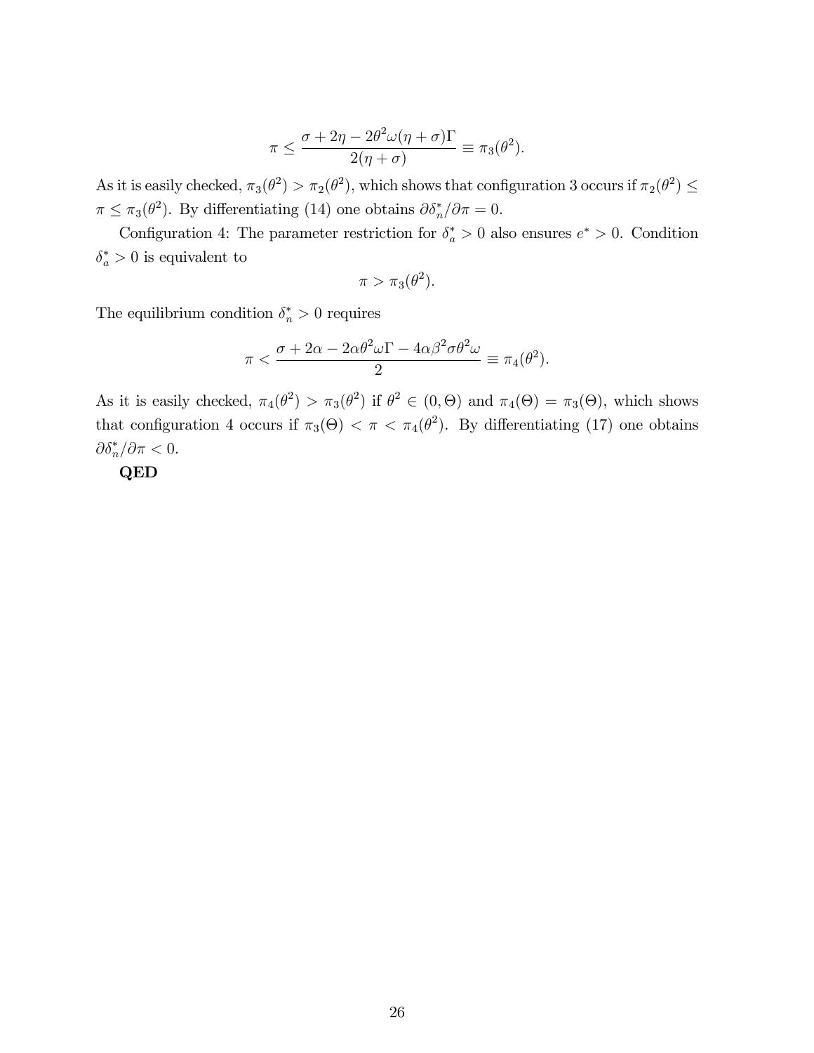$$\pi \leq \frac{\sigma + 2\eta - 2\theta^2\omega(\eta+\sigma)\Gamma}{2(\eta+\sigma)} \equiv \pi_3(\theta^2).$$

As it is easily checked, $\pi_3(\theta^2) > \pi_2(\theta^2)$, which shows that configuration 3 occurs if $\pi_2(\theta^2) \leq \pi \leq \pi_3(\theta^2)$. By differentiating (14) one obtains $\partial\delta_n^*/\partial\pi = 0$.

Configuration 4: The parameter restriction for $\delta_a^* > 0$ also ensures $e^* > 0$. Condition $\delta_a^* > 0$ is equivalent to

$$\pi > \pi_3(\theta^2).$$

The equilibrium condition $\delta_n^* > 0$ requires

$$\pi < \frac{\sigma + 2\alpha - 2\alpha\theta^2\omega\Gamma - 4\alpha\beta^2\sigma\theta^2\omega}{2} \equiv \pi_4(\theta^2).$$

As it is easily checked, $\pi_4(\theta^2) > \pi_3(\theta^2)$ if $\theta^2 \in (0,\Theta)$ and $\pi_4(\Theta) = \pi_3(\Theta)$, which shows that configuration 4 occurs if $\pi_3(\Theta) < \pi < \pi_4(\theta^2)$. By differentiating (17) one obtains $\partial\delta_n^*/\partial\pi < 0$.

**QED**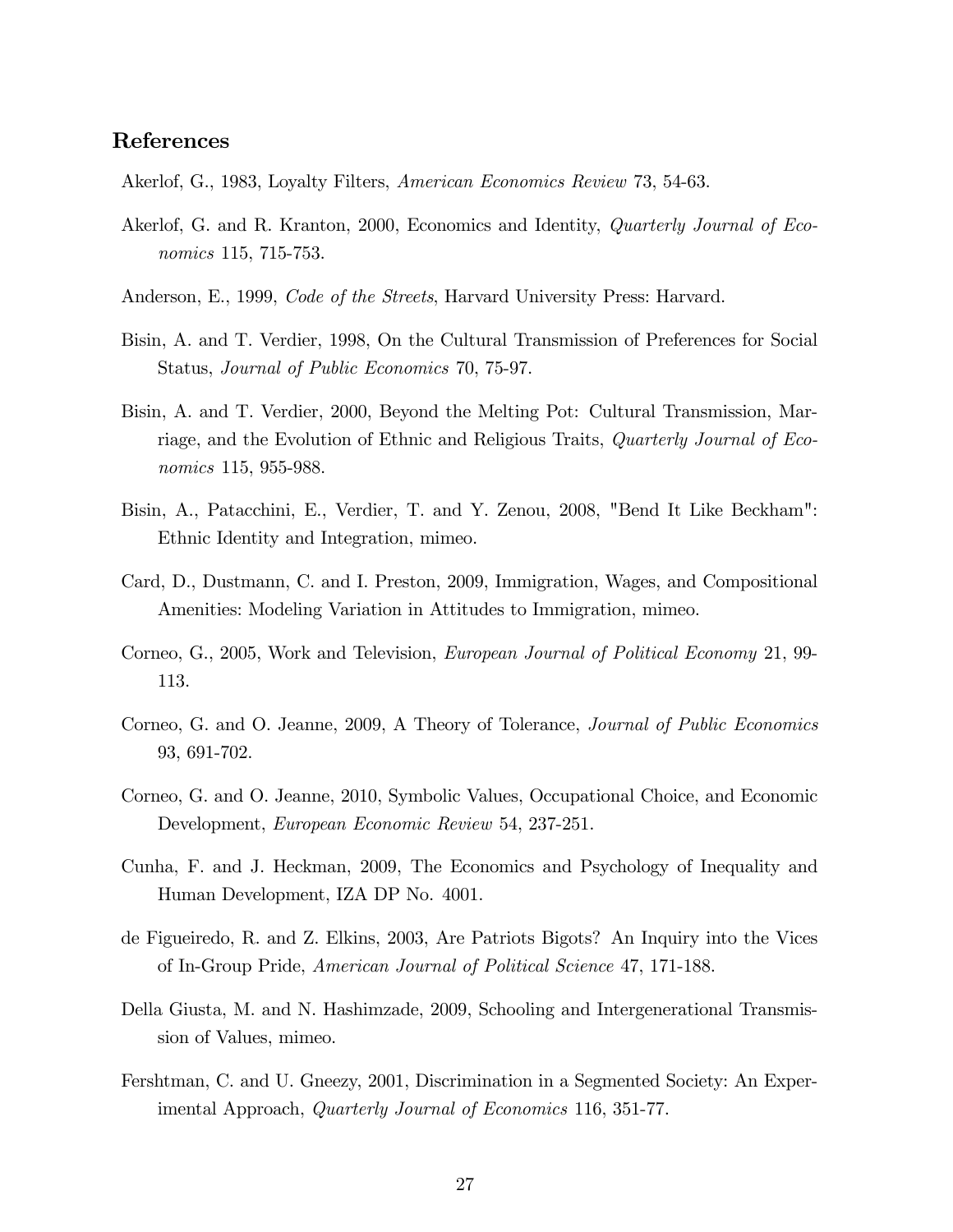## References

Akerlof, G., 1983, Loyalty Filters, *American Economics Review* 73, 54-63.

Akerlof, G. and R. Kranton, 2000, Economics and Identity, *Quarterly Journal of Economics* 115, 715-753.

Anderson, E., 1999, *Code of the Streets*, Harvard University Press: Harvard.

Bisin, A. and T. Verdier, 1998, On the Cultural Transmission of Preferences for Social Status, *Journal of Public Economics* 70, 75-97.

Bisin, A. and T. Verdier, 2000, Beyond the Melting Pot: Cultural Transmission, Marriage, and the Evolution of Ethnic and Religious Traits, *Quarterly Journal of Economics* 115, 955-988.

Bisin, A., Patacchini, E., Verdier, T. and Y. Zenou, 2008, "Bend It Like Beckham": Ethnic Identity and Integration, mimeo.

Card, D., Dustmann, C. and I. Preston, 2009, Immigration, Wages, and Compositional Amenities: Modeling Variation in Attitudes to Immigration, mimeo.

Corneo, G., 2005, Work and Television, *European Journal of Political Economy* 21, 99-113.

Corneo, G. and O. Jeanne, 2009, A Theory of Tolerance, *Journal of Public Economics* 93, 691-702.

Corneo, G. and O. Jeanne, 2010, Symbolic Values, Occupational Choice, and Economic Development, *European Economic Review* 54, 237-251.

Cunha, F. and J. Heckman, 2009, The Economics and Psychology of Inequality and Human Development, IZA DP No. 4001.

de Figueiredo, R. and Z. Elkins, 2003, Are Patriots Bigots? An Inquiry into the Vices of In-Group Pride, *American Journal of Political Science* 47, 171-188.

Della Giusta, M. and N. Hashimzade, 2009, Schooling and Intergenerational Transmission of Values, mimeo.

Fershtman, C. and U. Gneezy, 2001, Discrimination in a Segmented Society: An Experimental Approach, *Quarterly Journal of Economics* 116, 351-77.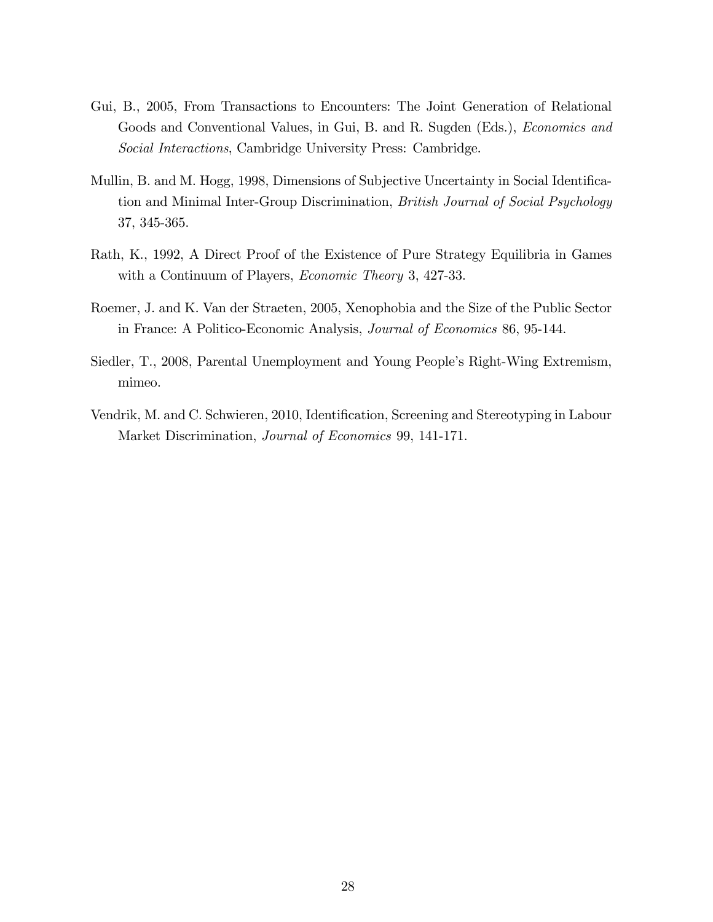Gui, B., 2005, From Transactions to Encounters: The Joint Generation of Relational Goods and Conventional Values, in Gui, B. and R. Sugden (Eds.), *Economics and Social Interactions*, Cambridge University Press: Cambridge.

Mullin, B. and M. Hogg, 1998, Dimensions of Subjective Uncertainty in Social Identification and Minimal Inter-Group Discrimination, *British Journal of Social Psychology* 37, 345-365.

Rath, K., 1992, A Direct Proof of the Existence of Pure Strategy Equilibria in Games with a Continuum of Players, *Economic Theory* 3, 427-33.

Roemer, J. and K. Van der Straeten, 2005, Xenophobia and the Size of the Public Sector in France: A Politico-Economic Analysis, *Journal of Economics* 86, 95-144.

Siedler, T., 2008, Parental Unemployment and Young People's Right-Wing Extremism, mimeo.

Vendrik, M. and C. Schwieren, 2010, Identification, Screening and Stereotyping in Labour Market Discrimination, *Journal of Economics* 99, 141-171.